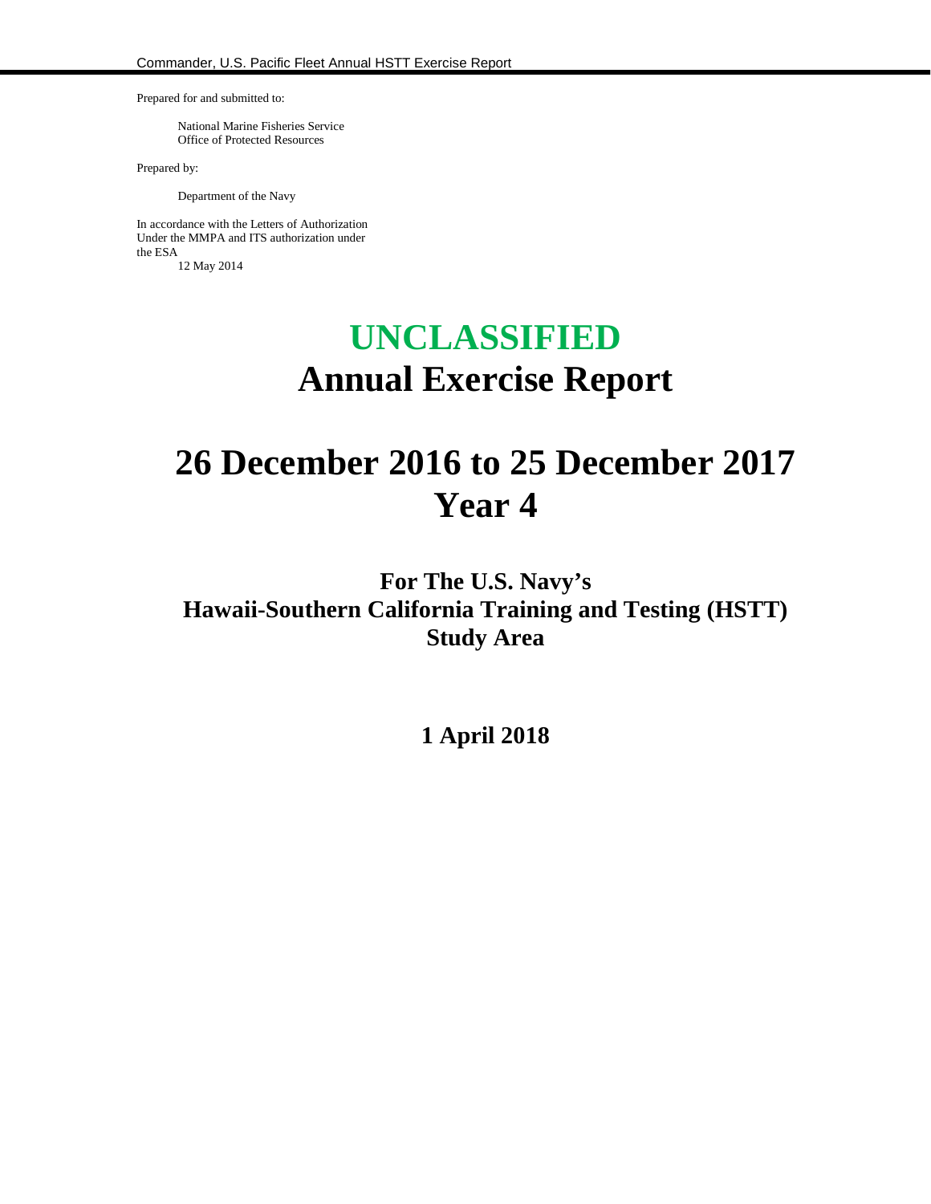Prepared for and submitted to:

National Marine Fisheries Service
Office of Protected Resources

Prepared by:

Department of the Navy

In accordance with the Letters of Authorization Under the MMPA and ITS authorization under the ESA
12 May 2014

# UNCLASSIFIED
# Annual Exercise Report

# 26 December 2016 to 25 December 2017
# Year 4

## For The U.S. Navy's
## Hawaii-Southern California Training and Testing (HSTT) Study Area

**1 April 2018**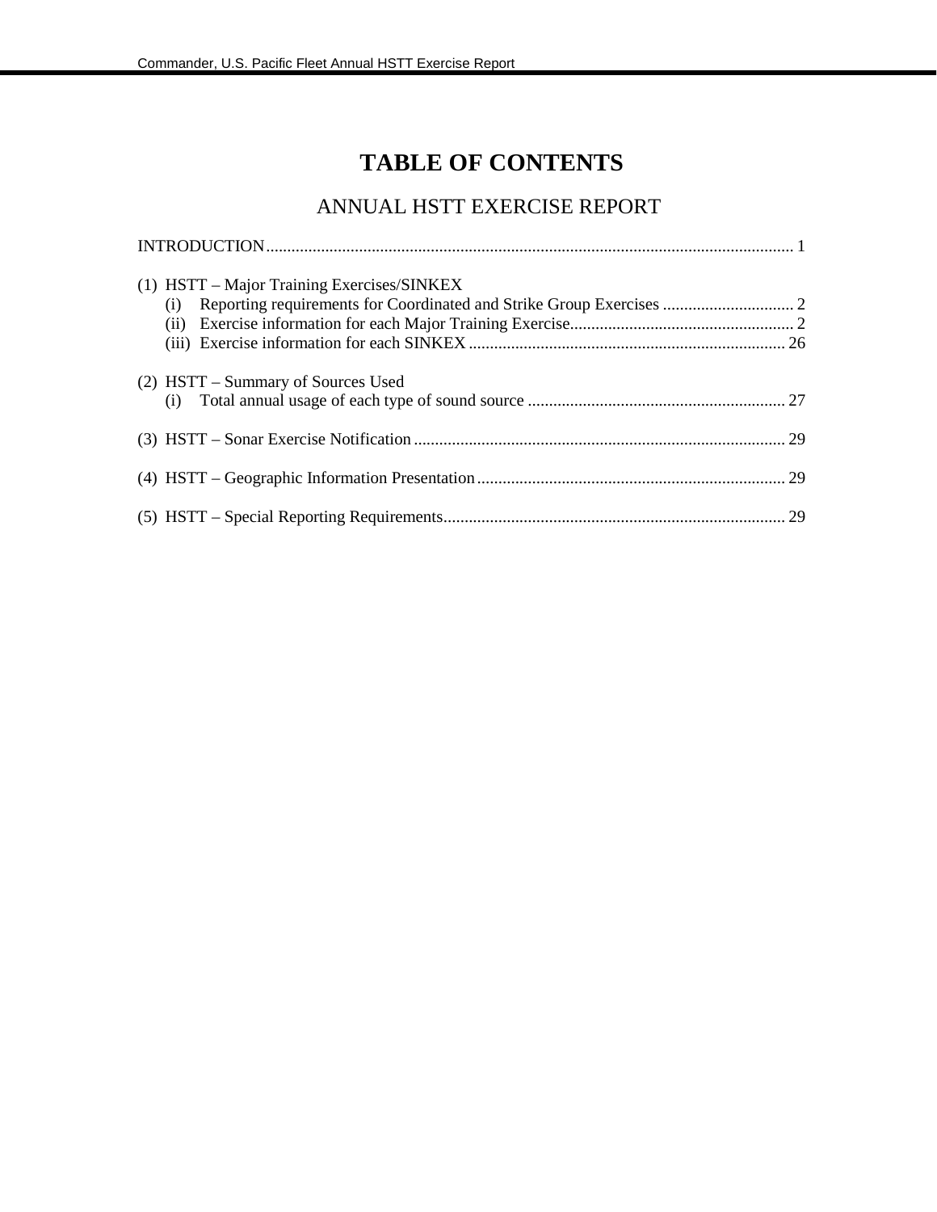# TABLE OF CONTENTS

## ANNUAL HSTT EXERCISE REPORT

INTRODUCTION ........................................................................................................................ 1

(1) HSTT – Major Training Exercises/SINKEX
- (i) Reporting requirements for Coordinated and Strike Group Exercises ............................... 2
- (ii) Exercise information for each Major Training Exercise..................................................... 2
- (iii) Exercise information for each SINKEX ........................................................................... 26

(2) HSTT – Summary of Sources Used
- (i) Total annual usage of each type of sound source ............................................................. 27

(3) HSTT – Sonar Exercise Notification ....................................................................................... 29

(4) HSTT – Geographic Information Presentation......................................................................... 29

(5) HSTT – Special Reporting Requirements................................................................................. 29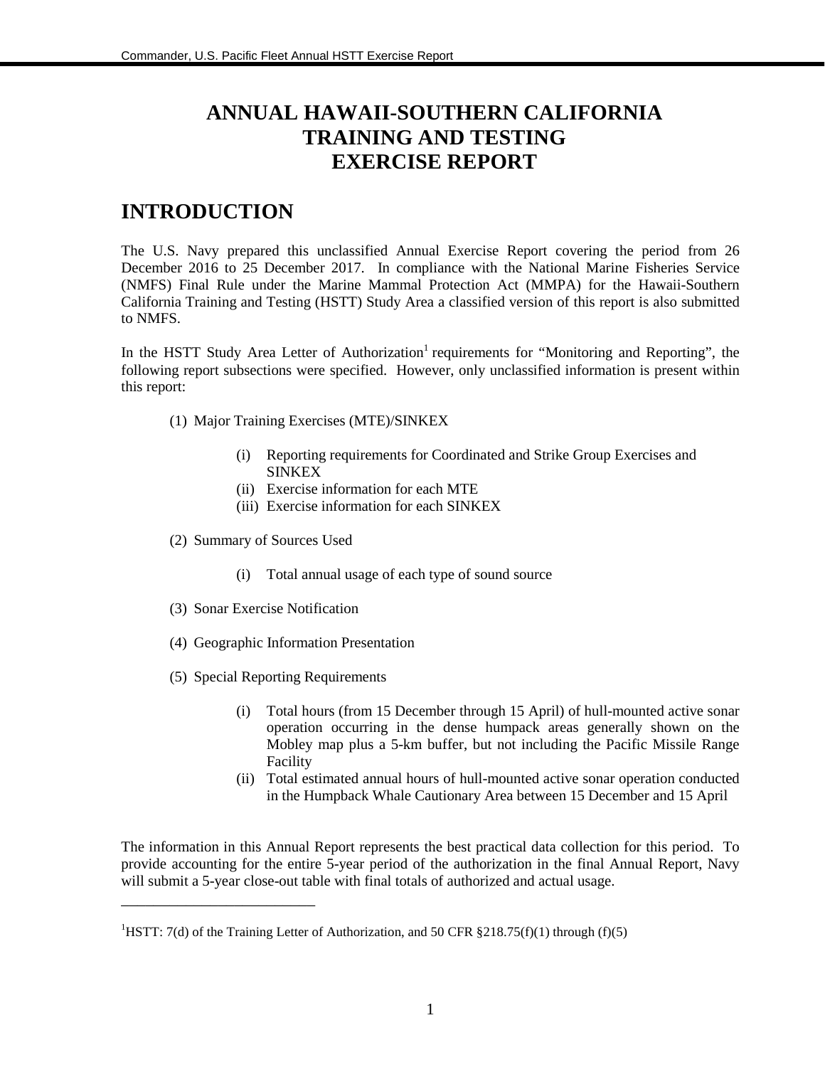# ANNUAL HAWAII-SOUTHERN CALIFORNIA TRAINING AND TESTING EXERCISE REPORT

## INTRODUCTION

The U.S. Navy prepared this unclassified Annual Exercise Report covering the period from 26 December 2016 to 25 December 2017. In compliance with the National Marine Fisheries Service (NMFS) Final Rule under the Marine Mammal Protection Act (MMPA) for the Hawaii-Southern California Training and Testing (HSTT) Study Area a classified version of this report is also submitted to NMFS.

In the HSTT Study Area Letter of Authorization[1] requirements for "Monitoring and Reporting", the following report subsections were specified. However, only unclassified information is present within this report:

(1) Major Training Exercises (MTE)/SINKEX

- (i) Reporting requirements for Coordinated and Strike Group Exercises and SINKEX
- (ii) Exercise information for each MTE
- (iii) Exercise information for each SINKEX

(2) Summary of Sources Used

- (i) Total annual usage of each type of sound source

(3) Sonar Exercise Notification

(4) Geographic Information Presentation

(5) Special Reporting Requirements

- (i) Total hours (from 15 December through 15 April) of hull-mounted active sonar operation occurring in the dense humpack areas generally shown on the Mobley map plus a 5-km buffer, but not including the Pacific Missile Range Facility
- (ii) Total estimated annual hours of hull-mounted active sonar operation conducted in the Humpback Whale Cautionary Area between 15 December and 15 April

The information in this Annual Report represents the best practical data collection for this period. To provide accounting for the entire 5-year period of the authorization in the final Annual Report, Navy will submit a 5-year close-out table with final totals of authorized and actual usage.

---

[1]HSTT: 7(d) of the Training Letter of Authorization, and 50 CFR §218.75(f)(1) through (f)(5)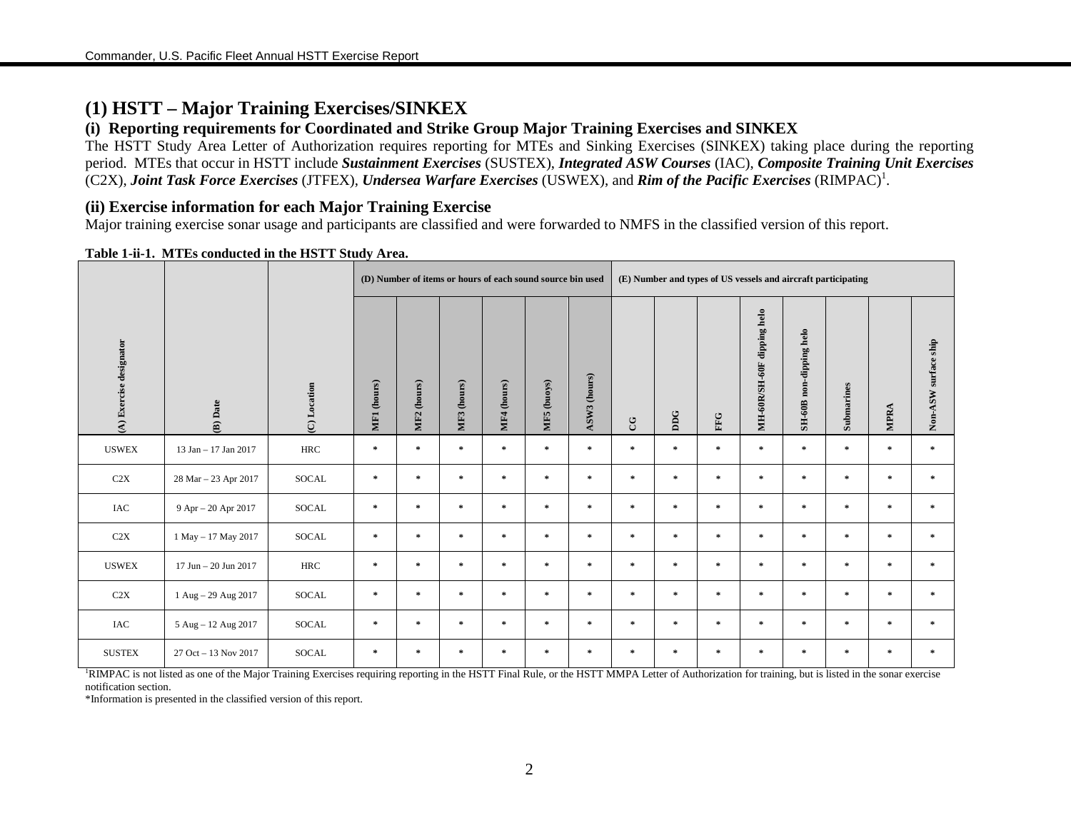## (1) HSTT – Major Training Exercises/SINKEX

### (i) Reporting requirements for Coordinated and Strike Group Major Training Exercises and SINKEX

The HSTT Study Area Letter of Authorization requires reporting for MTEs and Sinking Exercises (SINKEX) taking place during the reporting period. MTEs that occur in HSTT include ***Sustainment Exercises*** (SUSTEX), ***Integrated ASW Courses*** (IAC), ***Composite Training Unit Exercises*** (C2X), ***Joint Task Force Exercises*** (JTFEX), ***Undersea Warfare Exercises*** (USWEX), and ***Rim of the Pacific Exercises*** (RIMPAC)[1].

### (ii) Exercise information for each Major Training Exercise

Major training exercise sonar usage and participants are classified and were forwarded to NMFS in the classified version of this report.

**Table 1-ii-1. MTEs conducted in the HSTT Study Area.**

| | | | (D) Number of items or hours of each sound source bin used | | | | | | (E) Number and types of US vessels and aircraft participating | | | | | | | |
|---|---|---|---|---|---|---|---|---|---|---|---|---|---|---|---|---|
| (A) Exercise designator | (B) Date | (C) Location | MF1 (hours) | MF2 (hours) | MF3 (hours) | MF4 (hours) | MF5 (buoys) | ASW3 (hours) | CG | DDG | FFG | MH-60R/SH-60F dipping helo | SH-60B non-dipping helo | Submarines | MPRA | Non-ASW surface ship |
| USWEX | 13 Jan – 17 Jan 2017 | HRC | * | * | * | * | * | * | * | * | * | * | * | * | * | * |
| C2X | 28 Mar – 23 Apr 2017 | SOCAL | * | * | * | * | * | * | * | * | * | * | * | * | * | * |
| IAC | 9 Apr – 20 Apr 2017 | SOCAL | * | * | * | * | * | * | * | * | * | * | * | * | * | * |
| C2X | 1 May – 17 May 2017 | SOCAL | * | * | * | * | * | * | * | * | * | * | * | * | * | * |
| USWEX | 17 Jun – 20 Jun 2017 | HRC | * | * | * | * | * | * | * | * | * | * | * | * | * | * |
| C2X | 1 Aug – 29 Aug 2017 | SOCAL | * | * | * | * | * | * | * | * | * | * | * | * | * | * |
| IAC | 5 Aug – 12 Aug 2017 | SOCAL | * | * | * | * | * | * | * | * | * | * | * | * | * | * |
| SUSTEX | 27 Oct – 13 Nov 2017 | SOCAL | * | * | * | * | * | * | * | * | * | * | * | * | * | * |

[1]RIMPAC is not listed as one of the Major Training Exercises requiring reporting in the HSTT Final Rule, or the HSTT MMPA Letter of Authorization for training, but is listed in the sonar exercise notification section.

*Information is presented in the classified version of this report.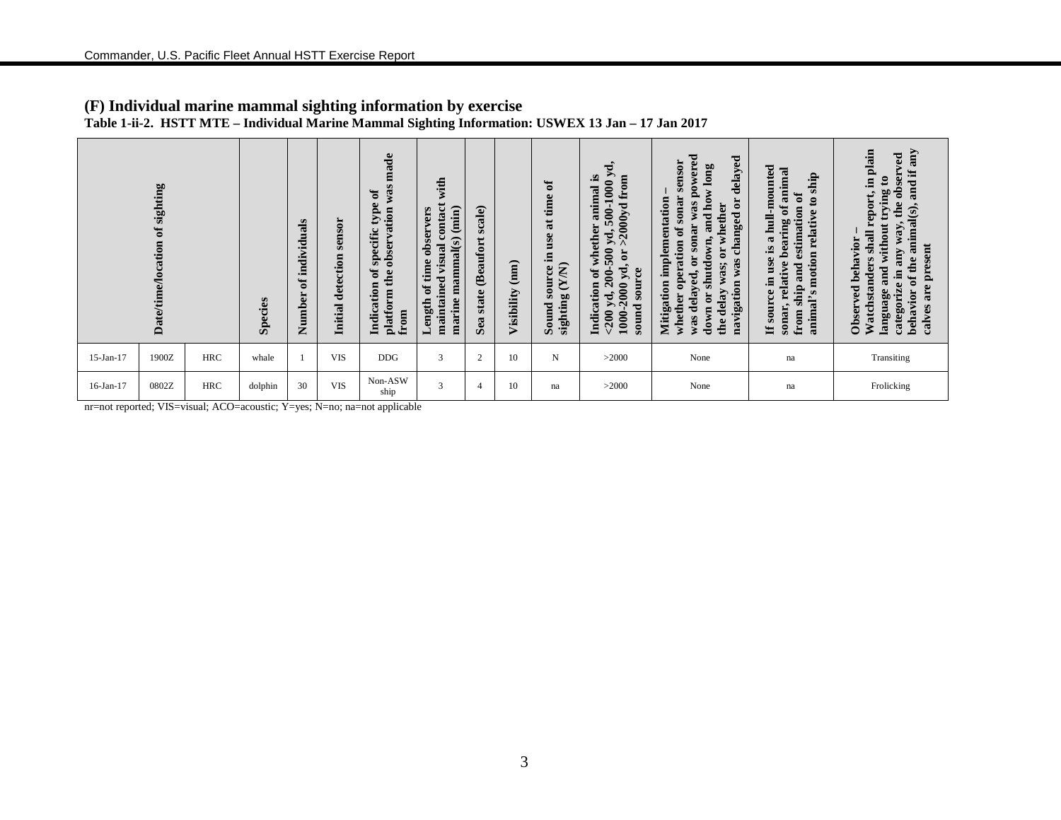## (F) Individual marine mammal sighting information by exercise

**Table 1-ii-2. HSTT MTE – Individual Marine Mammal Sighting Information: USWEX 13 Jan – 17 Jan 2017**

| Date/time/location of sighting | | | Species | Number of individuals | Initial detection sensor | Indication of specific type of platform the observation was made from | Length of time observers maintained visual contact with marine mammal(s) (min) | Sea state (Beaufort scale) | Visibility (nm) | Sound source in use at time of sighting (Y/N) | Indication of whether animal is <200 yd, 200-500 yd, 500-1000 yd, 1000-2000 yd, or >2000yd from sound source | Mitigation implementation – whether operation of sonar sensor was delayed, or sonar was powered down or shutdown, and how long the delay was; or whether navigation was changed or delayed | If source in use is a hull-mounted sonar, relative bearing of animal from ship and estimation of animal's motion relative to ship | Observed behavior – Watchstanders shall report, in plain language and without trying to categorize in any way, the observed behavior of the animal(s), and if any calves are present |
|---|---|---|---|---|---|---|---|---|---|---|---|---|---|---|
| 15-Jan-17 | 1900Z | HRC | whale | 1 | VIS | DDG | 3 | 2 | 10 | N | >2000 | None | na | Transiting |
| 16-Jan-17 | 0802Z | HRC | dolphin | 30 | VIS | Non-ASW ship | 3 | 4 | 10 | na | >2000 | None | na | Frolicking |

nr=not reported; VIS=visual; ACO=acoustic; Y=yes; N=no; na=not applicable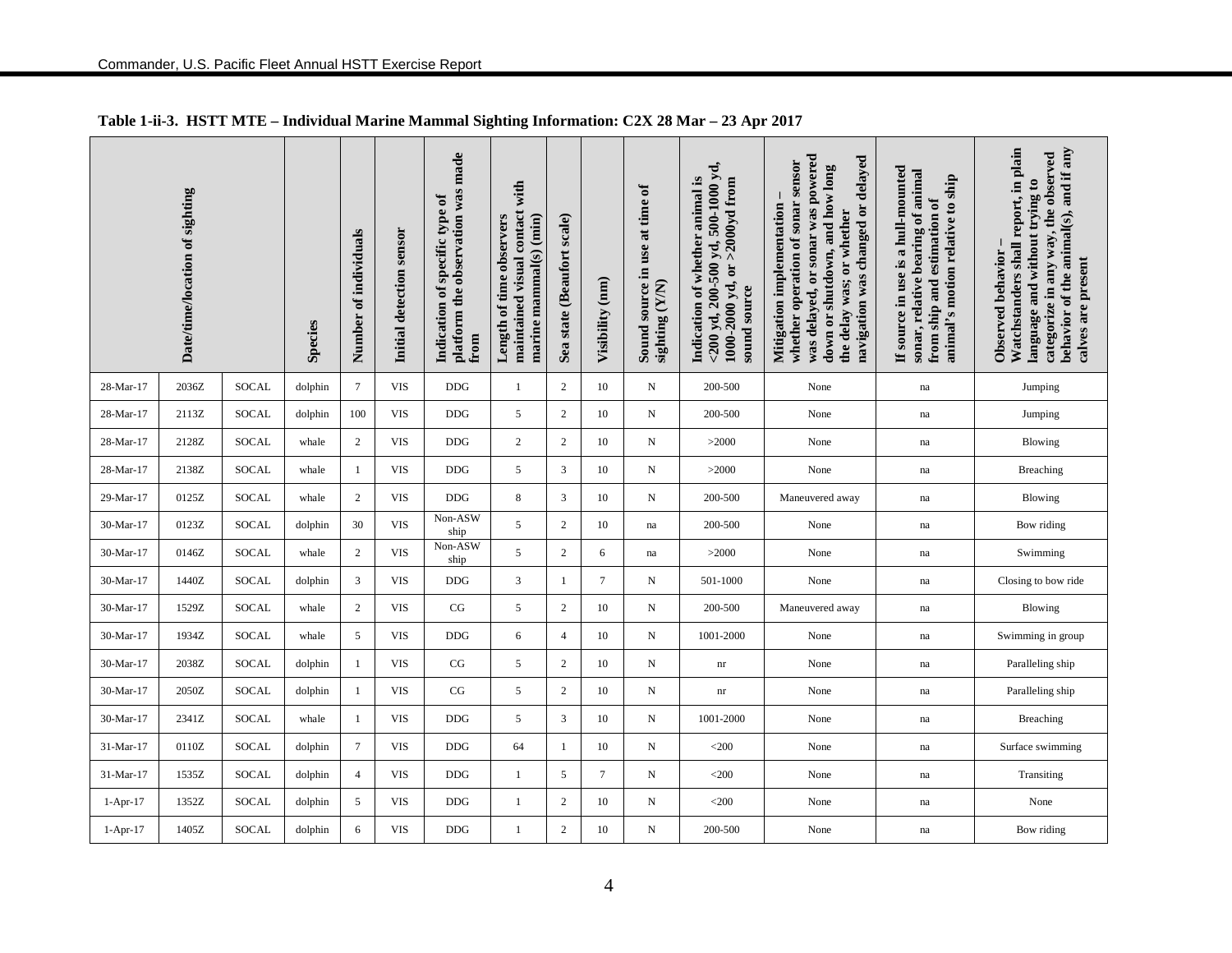**Table 1-ii-3. HSTT MTE – Individual Marine Mammal Sighting Information: C2X 28 Mar – 23 Apr 2017**

| Date/time/location of sighting | | | Species | Number of individuals | Initial detection sensor | Indication of specific type of platform the observation was made from | Length of time observers maintained visual contact with marine mammal(s) (min) | Sea state (Beaufort scale) | Visibility (nm) | Sound source in use at time of sighting (Y/N) | Indication of whether animal is <200 yd, 200-500 yd, 500-1000 yd, 1000-2000 yd, or >2000yd from sound source | Mitigation implementation – whether operation of sonar sensor was delayed, or sonar was powered down or shutdown, and how long the delay was; or whether navigation was changed or delayed | If source in use is a hull-mounted sonar, relative bearing of animal from ship and estimation of animal's motion relative to ship | Observed behavior – Watchstanders shall report, in plain language and without trying to categorize in any way, the observed behavior of the animal(s), and if any calves are present |
|---|---|---|---|---|---|---|---|---|---|---|---|---|---|---|
| 28-Mar-17 | 2036Z | SOCAL | dolphin | 7 | VIS | DDG | 1 | 2 | 10 | N | 200-500 | None | na | Jumping |
| 28-Mar-17 | 2113Z | SOCAL | dolphin | 100 | VIS | DDG | 5 | 2 | 10 | N | 200-500 | None | na | Jumping |
| 28-Mar-17 | 2128Z | SOCAL | whale | 2 | VIS | DDG | 2 | 2 | 10 | N | >2000 | None | na | Blowing |
| 28-Mar-17 | 2138Z | SOCAL | whale | 1 | VIS | DDG | 5 | 3 | 10 | N | >2000 | None | na | Breaching |
| 29-Mar-17 | 0125Z | SOCAL | whale | 2 | VIS | DDG | 8 | 3 | 10 | N | 200-500 | Maneuvered away | na | Blowing |
| 30-Mar-17 | 0123Z | SOCAL | dolphin | 30 | VIS | Non-ASW ship | 5 | 2 | 10 | na | 200-500 | None | na | Bow riding |
| 30-Mar-17 | 0146Z | SOCAL | whale | 2 | VIS | Non-ASW ship | 5 | 2 | 6 | na | >2000 | None | na | Swimming |
| 30-Mar-17 | 1440Z | SOCAL | dolphin | 3 | VIS | DDG | 3 | 1 | 7 | N | 501-1000 | None | na | Closing to bow ride |
| 30-Mar-17 | 1529Z | SOCAL | whale | 2 | VIS | CG | 5 | 2 | 10 | N | 200-500 | Maneuvered away | na | Blowing |
| 30-Mar-17 | 1934Z | SOCAL | whale | 5 | VIS | DDG | 6 | 4 | 10 | N | 1001-2000 | None | na | Swimming in group |
| 30-Mar-17 | 2038Z | SOCAL | dolphin | 1 | VIS | CG | 5 | 2 | 10 | N | nr | None | na | Paralleling ship |
| 30-Mar-17 | 2050Z | SOCAL | dolphin | 1 | VIS | CG | 5 | 2 | 10 | N | nr | None | na | Paralleling ship |
| 30-Mar-17 | 2341Z | SOCAL | whale | 1 | VIS | DDG | 5 | 3 | 10 | N | 1001-2000 | None | na | Breaching |
| 31-Mar-17 | 0110Z | SOCAL | dolphin | 7 | VIS | DDG | 64 | 1 | 10 | N | <200 | None | na | Surface swimming |
| 31-Mar-17 | 1535Z | SOCAL | dolphin | 4 | VIS | DDG | 1 | 5 | 7 | N | <200 | None | na | Transiting |
| 1-Apr-17 | 1352Z | SOCAL | dolphin | 5 | VIS | DDG | 1 | 2 | 10 | N | <200 | None | na | None |
| 1-Apr-17 | 1405Z | SOCAL | dolphin | 6 | VIS | DDG | 1 | 2 | 10 | N | 200-500 | None | na | Bow riding |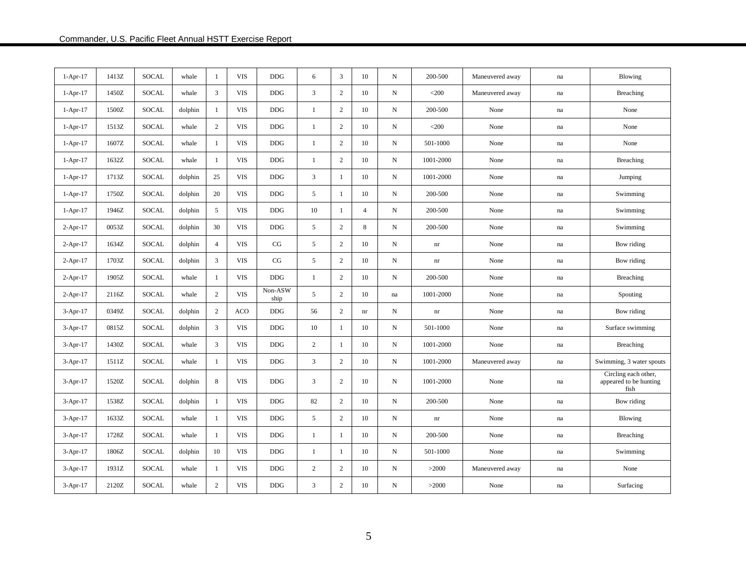| | | | | | | | | | | | | | | |
|---|---|---|---|---|---|---|---|---|---|---|---|---|---|---|
| 1-Apr-17 | 1413Z | SOCAL | whale | 1 | VIS | DDG | 6 | 3 | 10 | N | 200-500 | Maneuvered away | na | Blowing |
| 1-Apr-17 | 1450Z | SOCAL | whale | 3 | VIS | DDG | 3 | 2 | 10 | N | <200 | Maneuvered away | na | Breaching |
| 1-Apr-17 | 1500Z | SOCAL | dolphin | 1 | VIS | DDG | 1 | 2 | 10 | N | 200-500 | None | na | None |
| 1-Apr-17 | 1513Z | SOCAL | whale | 2 | VIS | DDG | 1 | 2 | 10 | N | <200 | None | na | None |
| 1-Apr-17 | 1607Z | SOCAL | whale | 1 | VIS | DDG | 1 | 2 | 10 | N | 501-1000 | None | na | None |
| 1-Apr-17 | 1632Z | SOCAL | whale | 1 | VIS | DDG | 1 | 2 | 10 | N | 1001-2000 | None | na | Breaching |
| 1-Apr-17 | 1713Z | SOCAL | dolphin | 25 | VIS | DDG | 3 | 1 | 10 | N | 1001-2000 | None | na | Jumping |
| 1-Apr-17 | 1750Z | SOCAL | dolphin | 20 | VIS | DDG | 5 | 1 | 10 | N | 200-500 | None | na | Swimming |
| 1-Apr-17 | 1946Z | SOCAL | dolphin | 5 | VIS | DDG | 10 | 1 | 4 | N | 200-500 | None | na | Swimming |
| 2-Apr-17 | 0053Z | SOCAL | dolphin | 30 | VIS | DDG | 5 | 2 | 8 | N | 200-500 | None | na | Swimming |
| 2-Apr-17 | 1634Z | SOCAL | dolphin | 4 | VIS | CG | 5 | 2 | 10 | N | nr | None | na | Bow riding |
| 2-Apr-17 | 1703Z | SOCAL | dolphin | 3 | VIS | CG | 5 | 2 | 10 | N | nr | None | na | Bow riding |
| 2-Apr-17 | 1905Z | SOCAL | whale | 1 | VIS | DDG | 1 | 2 | 10 | N | 200-500 | None | na | Breaching |
| 2-Apr-17 | 2116Z | SOCAL | whale | 2 | VIS | Non-ASW ship | 5 | 2 | 10 | na | 1001-2000 | None | na | Spouting |
| 3-Apr-17 | 0349Z | SOCAL | dolphin | 2 | ACO | DDG | 56 | 2 | nr | N | nr | None | na | Bow riding |
| 3-Apr-17 | 0815Z | SOCAL | dolphin | 3 | VIS | DDG | 10 | 1 | 10 | N | 501-1000 | None | na | Surface swimming |
| 3-Apr-17 | 1430Z | SOCAL | whale | 3 | VIS | DDG | 2 | 1 | 10 | N | 1001-2000 | None | na | Breaching |
| 3-Apr-17 | 1511Z | SOCAL | whale | 1 | VIS | DDG | 3 | 2 | 10 | N | 1001-2000 | Maneuvered away | na | Swimming, 3 water spouts |
| 3-Apr-17 | 1520Z | SOCAL | dolphin | 8 | VIS | DDG | 3 | 2 | 10 | N | 1001-2000 | None | na | Circling each other, appeared to be hunting fish |
| 3-Apr-17 | 1538Z | SOCAL | dolphin | 1 | VIS | DDG | 82 | 2 | 10 | N | 200-500 | None | na | Bow riding |
| 3-Apr-17 | 1633Z | SOCAL | whale | 1 | VIS | DDG | 5 | 2 | 10 | N | nr | None | na | Blowing |
| 3-Apr-17 | 1728Z | SOCAL | whale | 1 | VIS | DDG | 1 | 1 | 10 | N | 200-500 | None | na | Breaching |
| 3-Apr-17 | 1806Z | SOCAL | dolphin | 10 | VIS | DDG | 1 | 1 | 10 | N | 501-1000 | None | na | Swimming |
| 3-Apr-17 | 1931Z | SOCAL | whale | 1 | VIS | DDG | 2 | 2 | 10 | N | >2000 | Maneuvered away | na | None |
| 3-Apr-17 | 2120Z | SOCAL | whale | 2 | VIS | DDG | 3 | 2 | 10 | N | >2000 | None | na | Surfacing |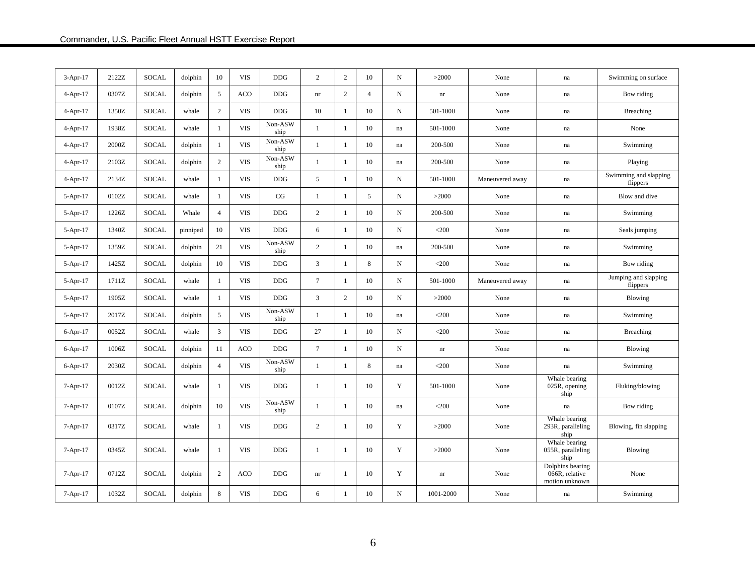| 3-Apr-17 | 2122Z | SOCAL | dolphin | 10 | VIS | DDG | 2 | 2 | 10 | N | >2000 | None | na | Swimming on surface |
|---|---|---|---|---|---|---|---|---|---|---|---|---|---|---|
| 4-Apr-17 | 0307Z | SOCAL | dolphin | 5 | ACO | DDG | nr | 2 | 4 | N | nr | None | na | Bow riding |
| 4-Apr-17 | 1350Z | SOCAL | whale | 2 | VIS | DDG | 10 | 1 | 10 | N | 501-1000 | None | na | Breaching |
| 4-Apr-17 | 1938Z | SOCAL | whale | 1 | VIS | Non-ASW ship | 1 | 1 | 10 | na | 501-1000 | None | na | None |
| 4-Apr-17 | 2000Z | SOCAL | dolphin | 1 | VIS | Non-ASW ship | 1 | 1 | 10 | na | 200-500 | None | na | Swimming |
| 4-Apr-17 | 2103Z | SOCAL | dolphin | 2 | VIS | Non-ASW ship | 1 | 1 | 10 | na | 200-500 | None | na | Playing |
| 4-Apr-17 | 2134Z | SOCAL | whale | 1 | VIS | DDG | 5 | 1 | 10 | N | 501-1000 | Maneuvered away | na | Swimming and slapping flippers |
| 5-Apr-17 | 0102Z | SOCAL | whale | 1 | VIS | CG | 1 | 1 | 5 | N | >2000 | None | na | Blow and dive |
| 5-Apr-17 | 1226Z | SOCAL | Whale | 4 | VIS | DDG | 2 | 1 | 10 | N | 200-500 | None | na | Swimming |
| 5-Apr-17 | 1340Z | SOCAL | pinniped | 10 | VIS | DDG | 6 | 1 | 10 | N | <200 | None | na | Seals jumping |
| 5-Apr-17 | 1359Z | SOCAL | dolphin | 21 | VIS | Non-ASW ship | 2 | 1 | 10 | na | 200-500 | None | na | Swimming |
| 5-Apr-17 | 1425Z | SOCAL | dolphin | 10 | VIS | DDG | 3 | 1 | 8 | N | <200 | None | na | Bow riding |
| 5-Apr-17 | 1711Z | SOCAL | whale | 1 | VIS | DDG | 7 | 1 | 10 | N | 501-1000 | Maneuvered away | na | Jumping and slapping flippers |
| 5-Apr-17 | 1905Z | SOCAL | whale | 1 | VIS | DDG | 3 | 2 | 10 | N | >2000 | None | na | Blowing |
| 5-Apr-17 | 2017Z | SOCAL | dolphin | 5 | VIS | Non-ASW ship | 1 | 1 | 10 | na | <200 | None | na | Swimming |
| 6-Apr-17 | 0052Z | SOCAL | whale | 3 | VIS | DDG | 27 | 1 | 10 | N | <200 | None | na | Breaching |
| 6-Apr-17 | 1006Z | SOCAL | dolphin | 11 | ACO | DDG | 7 | 1 | 10 | N | nr | None | na | Blowing |
| 6-Apr-17 | 2030Z | SOCAL | dolphin | 4 | VIS | Non-ASW ship | 1 | 1 | 8 | na | <200 | None | na | Swimming |
| 7-Apr-17 | 0012Z | SOCAL | whale | 1 | VIS | DDG | 1 | 1 | 10 | Y | 501-1000 | None | Whale bearing 025R, opening ship | Fluking/blowing |
| 7-Apr-17 | 0107Z | SOCAL | dolphin | 10 | VIS | Non-ASW ship | 1 | 1 | 10 | na | <200 | None | na | Bow riding |
| 7-Apr-17 | 0317Z | SOCAL | whale | 1 | VIS | DDG | 2 | 1 | 10 | Y | >2000 | None | Whale bearing 293R, paralleling ship | Blowing, fin slapping |
| 7-Apr-17 | 0345Z | SOCAL | whale | 1 | VIS | DDG | 1 | 1 | 10 | Y | >2000 | None | Whale bearing 055R, paralleling ship | Blowing |
| 7-Apr-17 | 0712Z | SOCAL | dolphin | 2 | ACO | DDG | nr | 1 | 10 | Y | nr | None | Dolphins bearing 066R, relative motion unknown | None |
| 7-Apr-17 | 1032Z | SOCAL | dolphin | 8 | VIS | DDG | 6 | 1 | 10 | N | 1001-2000 | None | na | Swimming |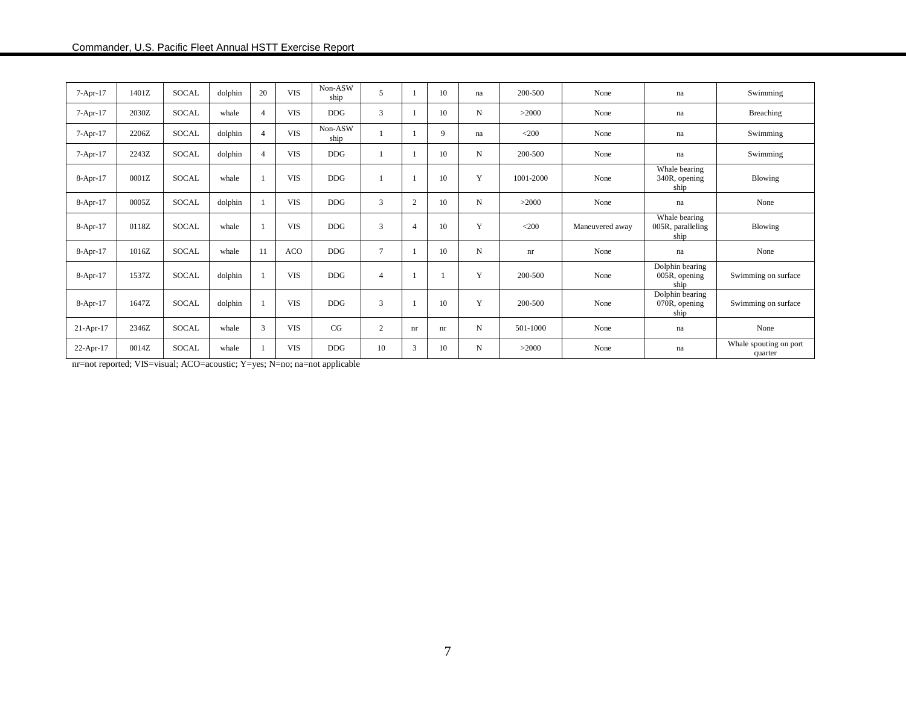| | | | | | | | | | | | | | | |
|---|---|---|---|---|---|---|---|---|---|---|---|---|---|---|
| 7-Apr-17 | 1401Z | SOCAL | dolphin | 20 | VIS | Non-ASW ship | 5 | 1 | 10 | na | 200-500 | None | na | Swimming |
| 7-Apr-17 | 2030Z | SOCAL | whale | 4 | VIS | DDG | 3 | 1 | 10 | N | >2000 | None | na | Breaching |
| 7-Apr-17 | 2206Z | SOCAL | dolphin | 4 | VIS | Non-ASW ship | 1 | 1 | 9 | na | <200 | None | na | Swimming |
| 7-Apr-17 | 2243Z | SOCAL | dolphin | 4 | VIS | DDG | 1 | 1 | 10 | N | 200-500 | None | na | Swimming |
| 8-Apr-17 | 0001Z | SOCAL | whale | 1 | VIS | DDG | 1 | 1 | 10 | Y | 1001-2000 | None | Whale bearing 340R, opening ship | Blowing |
| 8-Apr-17 | 0005Z | SOCAL | dolphin | 1 | VIS | DDG | 3 | 2 | 10 | N | >2000 | None | na | None |
| 8-Apr-17 | 0118Z | SOCAL | whale | 1 | VIS | DDG | 3 | 4 | 10 | Y | <200 | Maneuvered away | Whale bearing 005R, paralleling ship | Blowing |
| 8-Apr-17 | 1016Z | SOCAL | whale | 11 | ACO | DDG | 7 | 1 | 10 | N | nr | None | na | None |
| 8-Apr-17 | 1537Z | SOCAL | dolphin | 1 | VIS | DDG | 4 | 1 | 1 | Y | 200-500 | None | Dolphin bearing 005R, opening ship | Swimming on surface |
| 8-Apr-17 | 1647Z | SOCAL | dolphin | 1 | VIS | DDG | 3 | 1 | 10 | Y | 200-500 | None | Dolphin bearing 070R, opening ship | Swimming on surface |
| 21-Apr-17 | 2346Z | SOCAL | whale | 3 | VIS | CG | 2 | nr | nr | N | 501-1000 | None | na | None |
| 22-Apr-17 | 0014Z | SOCAL | whale | 1 | VIS | DDG | 10 | 3 | 10 | N | >2000 | None | na | Whale spouting on port quarter |

nr=not reported; VIS=visual; ACO=acoustic; Y=yes; N=no; na=not applicable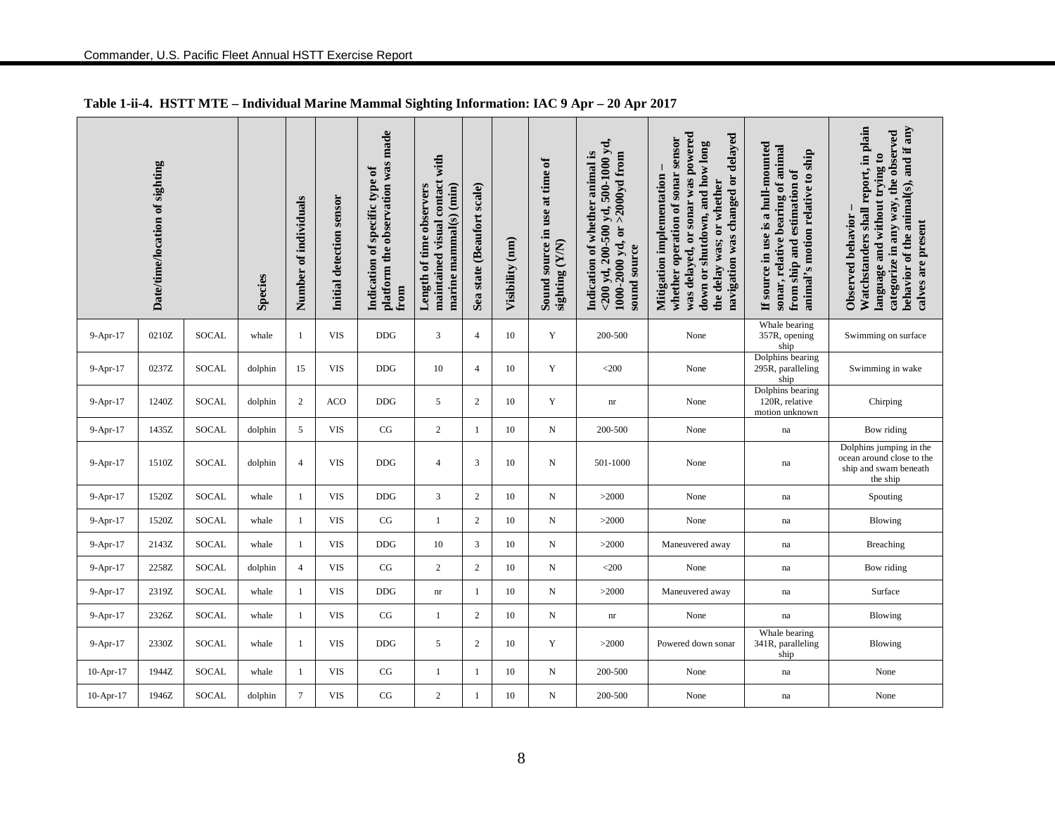**Table 1-ii-4. HSTT MTE – Individual Marine Mammal Sighting Information: IAC 9 Apr – 20 Apr 2017**

| Date/time/location of sighting | | | Species | Number of individuals | Initial detection sensor | Indication of specific type of platform the observation was made from | Length of time observers maintained visual contact with marine mammal(s) (min) | Sea state (Beaufort scale) | Visibility (nm) | Sound source in use at time of sighting (Y/N) | Indication of whether animal is <200 yd, 200-500 yd, 500-1000 yd, 1000-2000 yd, or >2000yd from sound source | Mitigation implementation – whether operation of sonar sensor was delayed, or sonar was powered down or shutdown, and how long the delay was; or whether navigation was changed or delayed | If source in use is a hull-mounted sonar, relative bearing of animal from ship and estimation of animal's motion relative to ship | Observed behavior – Watchstanders shall report, in plain language and without trying to categorize in any way, the observed behavior of the animal(s), and if any calves are present |
|---|---|---|---|---|---|---|---|---|---|---|---|---|---|---|
| 9-Apr-17 | 0210Z | SOCAL | whale | 1 | VIS | DDG | 3 | 4 | 10 | Y | 200-500 | None | Whale bearing 357R, opening ship | Swimming on surface |
| 9-Apr-17 | 0237Z | SOCAL | dolphin | 15 | VIS | DDG | 10 | 4 | 10 | Y | <200 | None | Dolphins bearing 295R, paralleling ship | Swimming in wake |
| 9-Apr-17 | 1240Z | SOCAL | dolphin | 2 | ACO | DDG | 5 | 2 | 10 | Y | nr | None | Dolphins bearing 120R, relative motion unknown | Chirping |
| 9-Apr-17 | 1435Z | SOCAL | dolphin | 5 | VIS | CG | 2 | 1 | 10 | N | 200-500 | None | na | Bow riding |
| 9-Apr-17 | 1510Z | SOCAL | dolphin | 4 | VIS | DDG | 4 | 3 | 10 | N | 501-1000 | None | na | Dolphins jumping in the ocean around close to the ship and swam beneath the ship |
| 9-Apr-17 | 1520Z | SOCAL | whale | 1 | VIS | DDG | 3 | 2 | 10 | N | >2000 | None | na | Spouting |
| 9-Apr-17 | 1520Z | SOCAL | whale | 1 | VIS | CG | 1 | 2 | 10 | N | >2000 | None | na | Blowing |
| 9-Apr-17 | 2143Z | SOCAL | whale | 1 | VIS | DDG | 10 | 3 | 10 | N | >2000 | Maneuvered away | na | Breaching |
| 9-Apr-17 | 2258Z | SOCAL | dolphin | 4 | VIS | CG | 2 | 2 | 10 | N | <200 | None | na | Bow riding |
| 9-Apr-17 | 2319Z | SOCAL | whale | 1 | VIS | DDG | nr | 1 | 10 | N | >2000 | Maneuvered away | na | Surface |
| 9-Apr-17 | 2326Z | SOCAL | whale | 1 | VIS | CG | 1 | 2 | 10 | N | nr | None | na | Blowing |
| 9-Apr-17 | 2330Z | SOCAL | whale | 1 | VIS | DDG | 5 | 2 | 10 | Y | >2000 | Powered down sonar | Whale bearing 341R, paralleling ship | Blowing |
| 10-Apr-17 | 1944Z | SOCAL | whale | 1 | VIS | CG | 1 | 1 | 10 | N | 200-500 | None | na | None |
| 10-Apr-17 | 1946Z | SOCAL | dolphin | 7 | VIS | CG | 2 | 1 | 10 | N | 200-500 | None | na | None |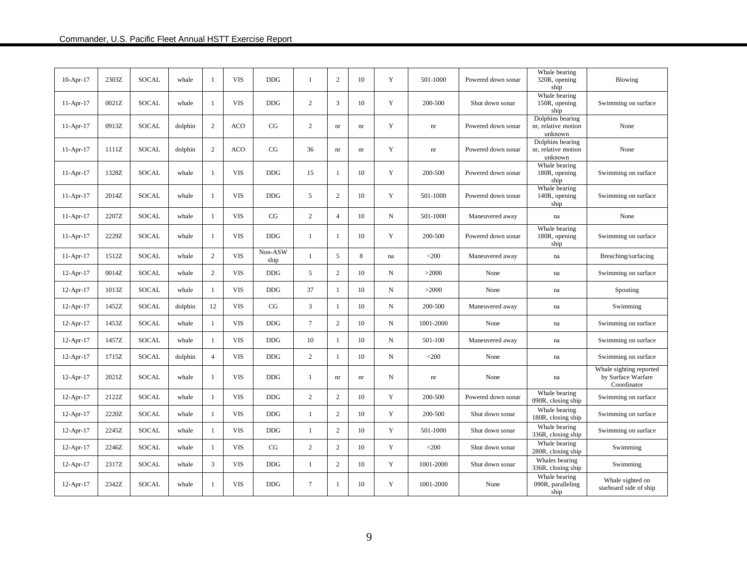| 10-Apr-17 | 2303Z | SOCAL | whale | 1 | VIS | DDG | 1 | 2 | 10 | Y | 501-1000 | Powered down sonar | Whale bearing 320R, opening ship | Blowing |
|---|---|---|---|---|---|---|---|---|---|---|---|---|---|---|
| 11-Apr-17 | 0021Z | SOCAL | whale | 1 | VIS | DDG | 2 | 3 | 10 | Y | 200-500 | Shut down sonar | Whale bearing 150R, opening ship | Swimming on surface |
| 11-Apr-17 | 0913Z | SOCAL | dolphin | 2 | ACO | CG | 2 | nr | nr | Y | nr | Powered down sonar | Dolphins bearing nr, relative motion unknown | None |
| 11-Apr-17 | 1111Z | SOCAL | dolphin | 2 | ACO | CG | 36 | nr | nr | Y | nr | Powered down sonar | Dolphins bearing nr, relative motion unknown | None |
| 11-Apr-17 | 1328Z | SOCAL | whale | 1 | VIS | DDG | 15 | 1 | 10 | Y | 200-500 | Powered down sonar | Whale bearing 180R, opening ship | Swimming on surface |
| 11-Apr-17 | 2014Z | SOCAL | whale | 1 | VIS | DDG | 5 | 2 | 10 | Y | 501-1000 | Powered down sonar | Whale bearing 140R, opening ship | Swimming on surface |
| 11-Apr-17 | 2207Z | SOCAL | whale | 1 | VIS | CG | 2 | 4 | 10 | N | 501-1000 | Maneuvered away | na | None |
| 11-Apr-17 | 2229Z | SOCAL | whale | 1 | VIS | DDG | 1 | 1 | 10 | Y | 200-500 | Powered down sonar | Whale bearing 180R, opening ship | Swimming on surface |
| 11-Apr-17 | 1512Z | SOCAL | whale | 2 | VIS | Non-ASW ship | 1 | 5 | 8 | na | <200 | Maneuvered away | na | Breaching/surfacing |
| 12-Apr-17 | 0014Z | SOCAL | whale | 2 | VIS | DDG | 5 | 2 | 10 | N | >2000 | None | na | Swimming on surface |
| 12-Apr-17 | 1013Z | SOCAL | whale | 1 | VIS | DDG | 37 | 1 | 10 | N | >2000 | None | na | Spouting |
| 12-Apr-17 | 1452Z | SOCAL | dolphin | 12 | VIS | CG | 3 | 1 | 10 | N | 200-500 | Maneuvered away | na | Swimming |
| 12-Apr-17 | 1453Z | SOCAL | whale | 1 | VIS | DDG | 7 | 2 | 10 | N | 1001-2000 | None | na | Swimming on surface |
| 12-Apr-17 | 1457Z | SOCAL | whale | 1 | VIS | DDG | 10 | 1 | 10 | N | 501-100 | Maneuvered away | na | Swimming on surface |
| 12-Apr-17 | 1715Z | SOCAL | dolphin | 4 | VIS | DDG | 2 | 1 | 10 | N | <200 | None | na | Swimming on surface |
| 12-Apr-17 | 2021Z | SOCAL | whale | 1 | VIS | DDG | 1 | nr | nr | N | nr | None | na | Whale sighting reported by Surface Warfare Coordinator |
| 12-Apr-17 | 2122Z | SOCAL | whale | 1 | VIS | DDG | 2 | 2 | 10 | Y | 200-500 | Powered down sonar | Whale bearing 090R, closing ship | Swimming on surface |
| 12-Apr-17 | 2220Z | SOCAL | whale | 1 | VIS | DDG | 1 | 2 | 10 | Y | 200-500 | Shut down sonar | Whale bearing 180R, closing ship | Swimming on surface |
| 12-Apr-17 | 2245Z | SOCAL | whale | 1 | VIS | DDG | 1 | 2 | 10 | Y | 501-1000 | Shut down sonar | Whale bearing 336R, closing ship | Swimming on surface |
| 12-Apr-17 | 2246Z | SOCAL | whale | 1 | VIS | CG | 2 | 2 | 10 | Y | <200 | Shut down sonar | Whale bearing 280R, closing ship | Swimming |
| 12-Apr-17 | 2317Z | SOCAL | whale | 3 | VIS | DDG | 1 | 2 | 10 | Y | 1001-2000 | Shut down sonar | Whales bearing 336R, closing ship | Swimming |
| 12-Apr-17 | 2342Z | SOCAL | whale | 1 | VIS | DDG | 7 | 1 | 10 | Y | 1001-2000 | None | Whale bearing 090R, paralleling ship | Whale sighted on starboard side of ship |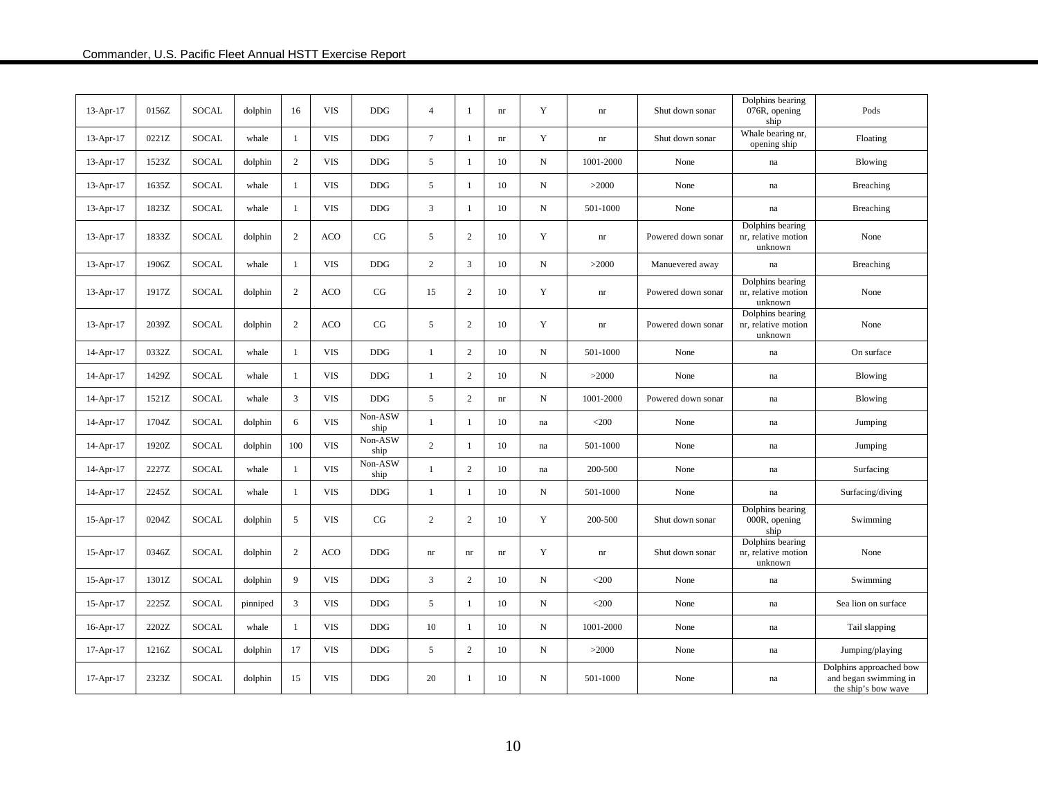| | | | | | | | | | | | | | | |
|---|---|---|---|---|---|---|---|---|---|---|---|---|---|---|
| 13-Apr-17 | 0156Z | SOCAL | dolphin | 16 | VIS | DDG | 4 | 1 | nr | Y | nr | Shut down sonar | Dolphins bearing 076R, opening ship | Pods |
| 13-Apr-17 | 0221Z | SOCAL | whale | 1 | VIS | DDG | 7 | 1 | nr | Y | nr | Shut down sonar | Whale bearing nr, opening ship | Floating |
| 13-Apr-17 | 1523Z | SOCAL | dolphin | 2 | VIS | DDG | 5 | 1 | 10 | N | 1001-2000 | None | na | Blowing |
| 13-Apr-17 | 1635Z | SOCAL | whale | 1 | VIS | DDG | 5 | 1 | 10 | N | >2000 | None | na | Breaching |
| 13-Apr-17 | 1823Z | SOCAL | whale | 1 | VIS | DDG | 3 | 1 | 10 | N | 501-1000 | None | na | Breaching |
| 13-Apr-17 | 1833Z | SOCAL | dolphin | 2 | ACO | CG | 5 | 2 | 10 | Y | nr | Powered down sonar | Dolphins bearing nr, relative motion unknown | None |
| 13-Apr-17 | 1906Z | SOCAL | whale | 1 | VIS | DDG | 2 | 3 | 10 | N | >2000 | Manuevered away | na | Breaching |
| 13-Apr-17 | 1917Z | SOCAL | dolphin | 2 | ACO | CG | 15 | 2 | 10 | Y | nr | Powered down sonar | Dolphins bearing nr, relative motion unknown | None |
| 13-Apr-17 | 2039Z | SOCAL | dolphin | 2 | ACO | CG | 5 | 2 | 10 | Y | nr | Powered down sonar | Dolphins bearing nr, relative motion unknown | None |
| 14-Apr-17 | 0332Z | SOCAL | whale | 1 | VIS | DDG | 1 | 2 | 10 | N | 501-1000 | None | na | On surface |
| 14-Apr-17 | 1429Z | SOCAL | whale | 1 | VIS | DDG | 1 | 2 | 10 | N | >2000 | None | na | Blowing |
| 14-Apr-17 | 1521Z | SOCAL | whale | 3 | VIS | DDG | 5 | 2 | nr | N | 1001-2000 | Powered down sonar | na | Blowing |
| 14-Apr-17 | 1704Z | SOCAL | dolphin | 6 | VIS | Non-ASW ship | 1 | 1 | 10 | na | <200 | None | na | Jumping |
| 14-Apr-17 | 1920Z | SOCAL | dolphin | 100 | VIS | Non-ASW ship | 2 | 1 | 10 | na | 501-1000 | None | na | Jumping |
| 14-Apr-17 | 2227Z | SOCAL | whale | 1 | VIS | Non-ASW ship | 1 | 2 | 10 | na | 200-500 | None | na | Surfacing |
| 14-Apr-17 | 2245Z | SOCAL | whale | 1 | VIS | DDG | 1 | 1 | 10 | N | 501-1000 | None | na | Surfacing/diving |
| 15-Apr-17 | 0204Z | SOCAL | dolphin | 5 | VIS | CG | 2 | 2 | 10 | Y | 200-500 | Shut down sonar | Dolphins bearing 000R, opening ship | Swimming |
| 15-Apr-17 | 0346Z | SOCAL | dolphin | 2 | ACO | DDG | nr | nr | nr | Y | nr | Shut down sonar | Dolphins bearing nr, relative motion unknown | None |
| 15-Apr-17 | 1301Z | SOCAL | dolphin | 9 | VIS | DDG | 3 | 2 | 10 | N | <200 | None | na | Swimming |
| 15-Apr-17 | 2225Z | SOCAL | pinniped | 3 | VIS | DDG | 5 | 1 | 10 | N | <200 | None | na | Sea lion on surface |
| 16-Apr-17 | 2202Z | SOCAL | whale | 1 | VIS | DDG | 10 | 1 | 10 | N | 1001-2000 | None | na | Tail slapping |
| 17-Apr-17 | 1216Z | SOCAL | dolphin | 17 | VIS | DDG | 5 | 2 | 10 | N | >2000 | None | na | Jumping/playing |
| 17-Apr-17 | 2323Z | SOCAL | dolphin | 15 | VIS | DDG | 20 | 1 | 10 | N | 501-1000 | None | na | Dolphins approached bow and began swimming in the ship's bow wave |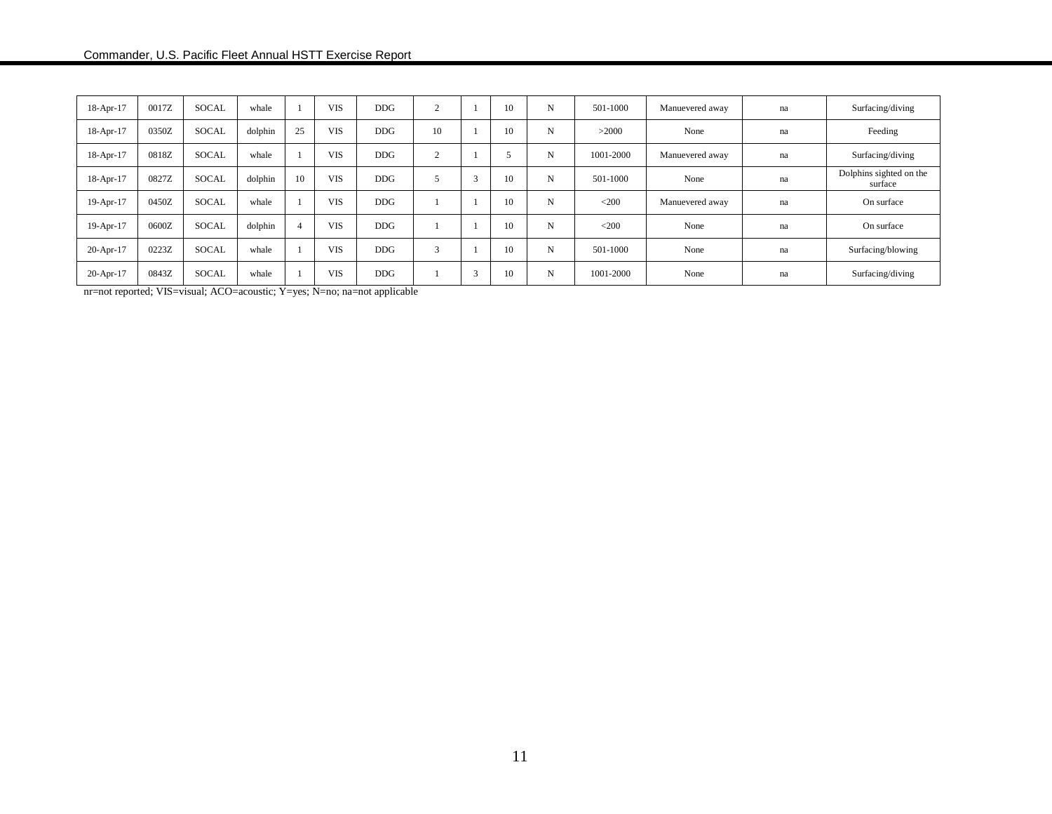| | | | | | | | | | | | | | | |
|---|---|---|---|---|---|---|---|---|---|---|---|---|---|---|
| 18-Apr-17 | 0017Z | SOCAL | whale | 1 | VIS | DDG | 2 | 1 | 10 | N | 501-1000 | Manuevered away | na | Surfacing/diving |
| 18-Apr-17 | 0350Z | SOCAL | dolphin | 25 | VIS | DDG | 10 | 1 | 10 | N | >2000 | None | na | Feeding |
| 18-Apr-17 | 0818Z | SOCAL | whale | 1 | VIS | DDG | 2 | 1 | 5 | N | 1001-2000 | Manuevered away | na | Surfacing/diving |
| 18-Apr-17 | 0827Z | SOCAL | dolphin | 10 | VIS | DDG | 5 | 3 | 10 | N | 501-1000 | None | na | Dolphins sighted on the surface |
| 19-Apr-17 | 0450Z | SOCAL | whale | 1 | VIS | DDG | 1 | 1 | 10 | N | <200 | Manuevered away | na | On surface |
| 19-Apr-17 | 0600Z | SOCAL | dolphin | 4 | VIS | DDG | 1 | 1 | 10 | N | <200 | None | na | On surface |
| 20-Apr-17 | 0223Z | SOCAL | whale | 1 | VIS | DDG | 3 | 1 | 10 | N | 501-1000 | None | na | Surfacing/blowing |
| 20-Apr-17 | 0843Z | SOCAL | whale | 1 | VIS | DDG | 1 | 3 | 10 | N | 1001-2000 | None | na | Surfacing/diving |

nr=not reported; VIS=visual; ACO=acoustic; Y=yes; N=no; na=not applicable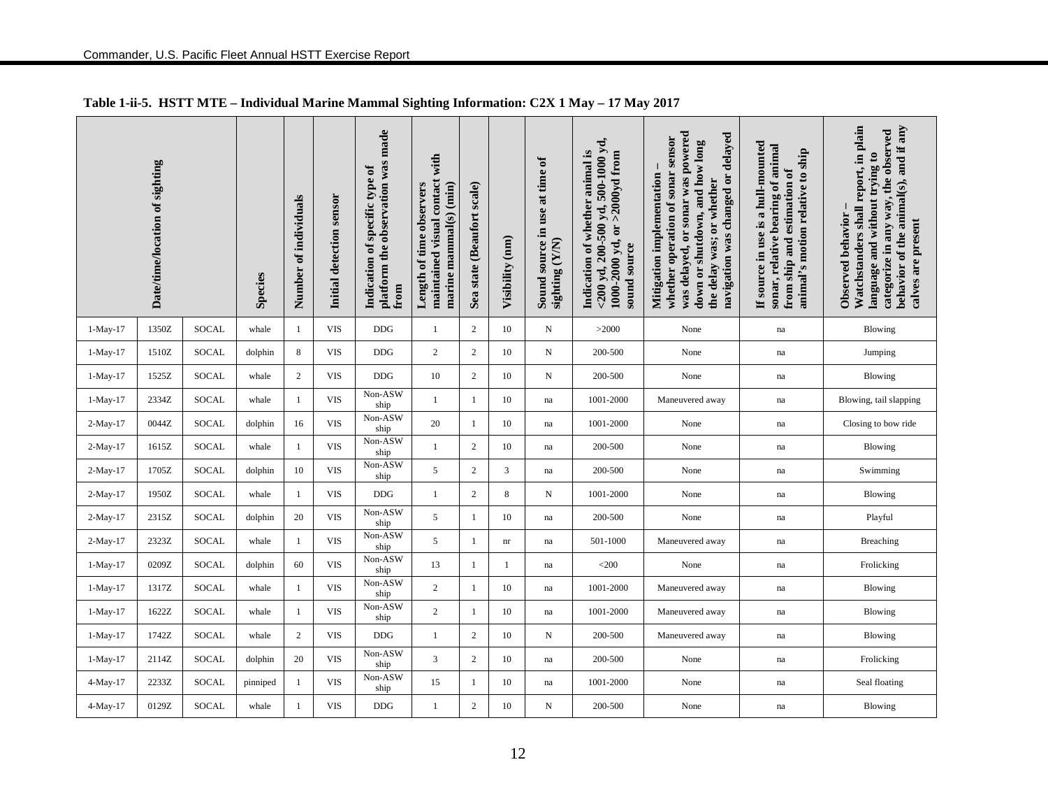**Table 1-ii-5. HSTT MTE – Individual Marine Mammal Sighting Information: C2X 1 May – 17 May 2017**

| Date/time/location of sighting | | | Species | Number of individuals | Initial detection sensor | Indication of specific type of platform the observation was made from | Length of time observers maintained visual contact with marine mammal(s) (min) | Sea state (Beaufort scale) | Visibility (nm) | Sound source in use at time of sighting (Y/N) | Indication of whether animal is <200 yd, 200-500 yd, 500-1000 yd, 1000-2000 yd, or >2000yd from sound source | Mitigation implementation – whether operation of sonar sensor was delayed, or sonar was powered down or shutdown, and how long the delay was; or whether navigation was changed or delayed | If source in use is a hull-mounted sonar, relative bearing of animal from ship and estimation of animal's motion relative to ship | Observed behavior – Watchstanders shall report, in plain language and without trying to categorize in any way, the observed behavior of the animal(s), and if any calves are present |
|---|---|---|---|---|---|---|---|---|---|---|---|---|---|---|
| 1-May-17 | 1350Z | SOCAL | whale | 1 | VIS | DDG | 1 | 2 | 10 | N | >2000 | None | na | Blowing |
| 1-May-17 | 1510Z | SOCAL | dolphin | 8 | VIS | DDG | 2 | 2 | 10 | N | 200-500 | None | na | Jumping |
| 1-May-17 | 1525Z | SOCAL | whale | 2 | VIS | DDG | 10 | 2 | 10 | N | 200-500 | None | na | Blowing |
| 1-May-17 | 2334Z | SOCAL | whale | 1 | VIS | Non-ASW ship | 1 | 1 | 10 | na | 1001-2000 | Maneuvered away | na | Blowing, tail slapping |
| 2-May-17 | 0044Z | SOCAL | dolphin | 16 | VIS | Non-ASW ship | 20 | 1 | 10 | na | 1001-2000 | None | na | Closing to bow ride |
| 2-May-17 | 1615Z | SOCAL | whale | 1 | VIS | Non-ASW ship | 1 | 2 | 10 | na | 200-500 | None | na | Blowing |
| 2-May-17 | 1705Z | SOCAL | dolphin | 10 | VIS | Non-ASW ship | 5 | 2 | 3 | na | 200-500 | None | na | Swimming |
| 2-May-17 | 1950Z | SOCAL | whale | 1 | VIS | DDG | 1 | 2 | 8 | N | 1001-2000 | None | na | Blowing |
| 2-May-17 | 2315Z | SOCAL | dolphin | 20 | VIS | Non-ASW ship | 5 | 1 | 10 | na | 200-500 | None | na | Playful |
| 2-May-17 | 2323Z | SOCAL | whale | 1 | VIS | Non-ASW ship | 5 | 1 | nr | na | 501-1000 | Maneuvered away | na | Breaching |
| 1-May-17 | 0209Z | SOCAL | dolphin | 60 | VIS | Non-ASW ship | 13 | 1 | 1 | na | <200 | None | na | Frolicking |
| 1-May-17 | 1317Z | SOCAL | whale | 1 | VIS | Non-ASW ship | 2 | 1 | 10 | na | 1001-2000 | Maneuvered away | na | Blowing |
| 1-May-17 | 1622Z | SOCAL | whale | 1 | VIS | Non-ASW ship | 2 | 1 | 10 | na | 1001-2000 | Maneuvered away | na | Blowing |
| 1-May-17 | 1742Z | SOCAL | whale | 2 | VIS | DDG | 1 | 2 | 10 | N | 200-500 | Maneuvered away | na | Blowing |
| 1-May-17 | 2114Z | SOCAL | dolphin | 20 | VIS | Non-ASW ship | 3 | 2 | 10 | na | 200-500 | None | na | Frolicking |
| 4-May-17 | 2233Z | SOCAL | pinniped | 1 | VIS | Non-ASW ship | 15 | 1 | 10 | na | 1001-2000 | None | na | Seal floating |
| 4-May-17 | 0129Z | SOCAL | whale | 1 | VIS | DDG | 1 | 2 | 10 | N | 200-500 | None | na | Blowing |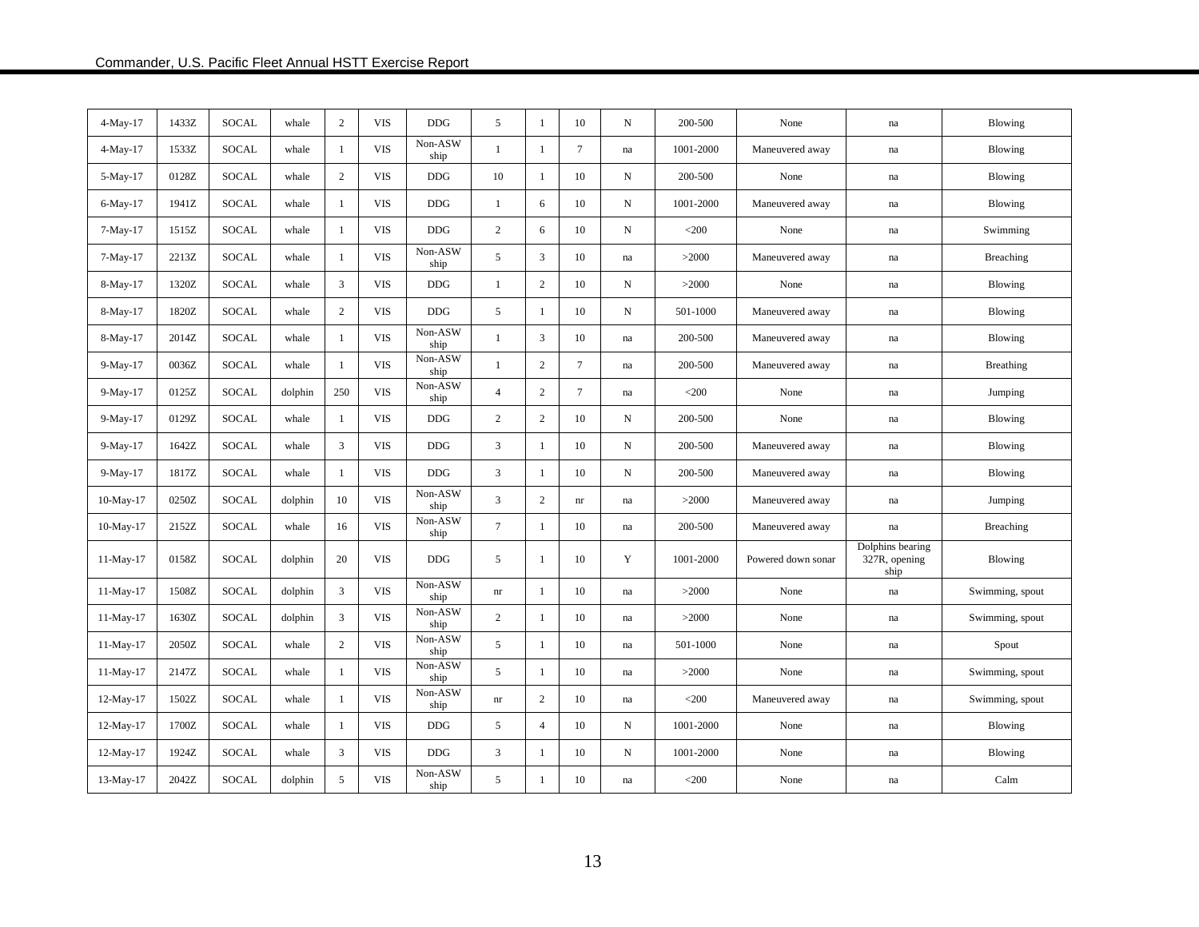| | | | | | | | | | | | | | | |
|---|---|---|---|---|---|---|---|---|---|---|---|---|---|---|
| 4-May-17 | 1433Z | SOCAL | whale | 2 | VIS | DDG | 5 | 1 | 10 | N | 200-500 | None | na | Blowing |
| 4-May-17 | 1533Z | SOCAL | whale | 1 | VIS | Non-ASW ship | 1 | 1 | 7 | na | 1001-2000 | Maneuvered away | na | Blowing |
| 5-May-17 | 0128Z | SOCAL | whale | 2 | VIS | DDG | 10 | 1 | 10 | N | 200-500 | None | na | Blowing |
| 6-May-17 | 1941Z | SOCAL | whale | 1 | VIS | DDG | 1 | 6 | 10 | N | 1001-2000 | Maneuvered away | na | Blowing |
| 7-May-17 | 1515Z | SOCAL | whale | 1 | VIS | DDG | 2 | 6 | 10 | N | <200 | None | na | Swimming |
| 7-May-17 | 2213Z | SOCAL | whale | 1 | VIS | Non-ASW ship | 5 | 3 | 10 | na | >2000 | Maneuvered away | na | Breaching |
| 8-May-17 | 1320Z | SOCAL | whale | 3 | VIS | DDG | 1 | 2 | 10 | N | >2000 | None | na | Blowing |
| 8-May-17 | 1820Z | SOCAL | whale | 2 | VIS | DDG | 5 | 1 | 10 | N | 501-1000 | Maneuvered away | na | Blowing |
| 8-May-17 | 2014Z | SOCAL | whale | 1 | VIS | Non-ASW ship | 1 | 3 | 10 | na | 200-500 | Maneuvered away | na | Blowing |
| 9-May-17 | 0036Z | SOCAL | whale | 1 | VIS | Non-ASW ship | 1 | 2 | 7 | na | 200-500 | Maneuvered away | na | Breathing |
| 9-May-17 | 0125Z | SOCAL | dolphin | 250 | VIS | Non-ASW ship | 4 | 2 | 7 | na | <200 | None | na | Jumping |
| 9-May-17 | 0129Z | SOCAL | whale | 1 | VIS | DDG | 2 | 2 | 10 | N | 200-500 | None | na | Blowing |
| 9-May-17 | 1642Z | SOCAL | whale | 3 | VIS | DDG | 3 | 1 | 10 | N | 200-500 | Maneuvered away | na | Blowing |
| 9-May-17 | 1817Z | SOCAL | whale | 1 | VIS | DDG | 3 | 1 | 10 | N | 200-500 | Maneuvered away | na | Blowing |
| 10-May-17 | 0250Z | SOCAL | dolphin | 10 | VIS | Non-ASW ship | 3 | 2 | nr | na | >2000 | Maneuvered away | na | Jumping |
| 10-May-17 | 2152Z | SOCAL | whale | 16 | VIS | Non-ASW ship | 7 | 1 | 10 | na | 200-500 | Maneuvered away | na | Breaching |
| 11-May-17 | 0158Z | SOCAL | dolphin | 20 | VIS | DDG | 5 | 1 | 10 | Y | 1001-2000 | Powered down sonar | Dolphins bearing 327R, opening ship | Blowing |
| 11-May-17 | 1508Z | SOCAL | dolphin | 3 | VIS | Non-ASW ship | nr | 1 | 10 | na | >2000 | None | na | Swimming, spout |
| 11-May-17 | 1630Z | SOCAL | dolphin | 3 | VIS | Non-ASW ship | 2 | 1 | 10 | na | >2000 | None | na | Swimming, spout |
| 11-May-17 | 2050Z | SOCAL | whale | 2 | VIS | Non-ASW ship | 5 | 1 | 10 | na | 501-1000 | None | na | Spout |
| 11-May-17 | 2147Z | SOCAL | whale | 1 | VIS | Non-ASW ship | 5 | 1 | 10 | na | >2000 | None | na | Swimming, spout |
| 12-May-17 | 1502Z | SOCAL | whale | 1 | VIS | Non-ASW ship | nr | 2 | 10 | na | <200 | Maneuvered away | na | Swimming, spout |
| 12-May-17 | 1700Z | SOCAL | whale | 1 | VIS | DDG | 5 | 4 | 10 | N | 1001-2000 | None | na | Blowing |
| 12-May-17 | 1924Z | SOCAL | whale | 3 | VIS | DDG | 3 | 1 | 10 | N | 1001-2000 | None | na | Blowing |
| 13-May-17 | 2042Z | SOCAL | dolphin | 5 | VIS | Non-ASW ship | 5 | 1 | 10 | na | <200 | None | na | Calm |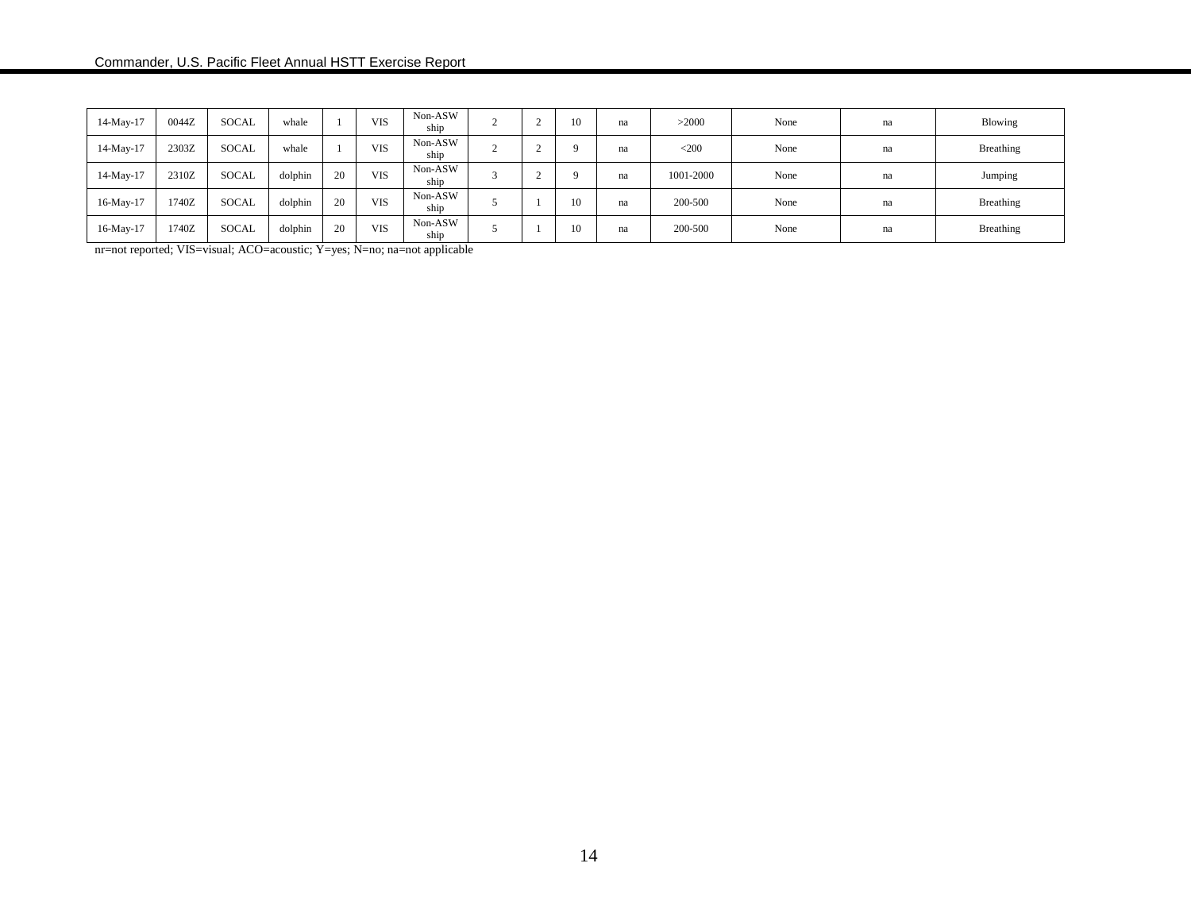| | | | | | | | | | | | | | | |
|---|---|---|---|---|---|---|---|---|---|---|---|---|---|---|
| 14-May-17 | 0044Z | SOCAL | whale | 1 | VIS | Non-ASW ship | 2 | 2 | 10 | na | >2000 | None | na | Blowing |
| 14-May-17 | 2303Z | SOCAL | whale | 1 | VIS | Non-ASW ship | 2 | 2 | 9 | na | <200 | None | na | Breathing |
| 14-May-17 | 2310Z | SOCAL | dolphin | 20 | VIS | Non-ASW ship | 3 | 2 | 9 | na | 1001-2000 | None | na | Jumping |
| 16-May-17 | 1740Z | SOCAL | dolphin | 20 | VIS | Non-ASW ship | 5 | 1 | 10 | na | 200-500 | None | na | Breathing |
| 16-May-17 | 1740Z | SOCAL | dolphin | 20 | VIS | Non-ASW ship | 5 | 1 | 10 | na | 200-500 | None | na | Breathing |

nr=not reported; VIS=visual; ACO=acoustic; Y=yes; N=no; na=not applicable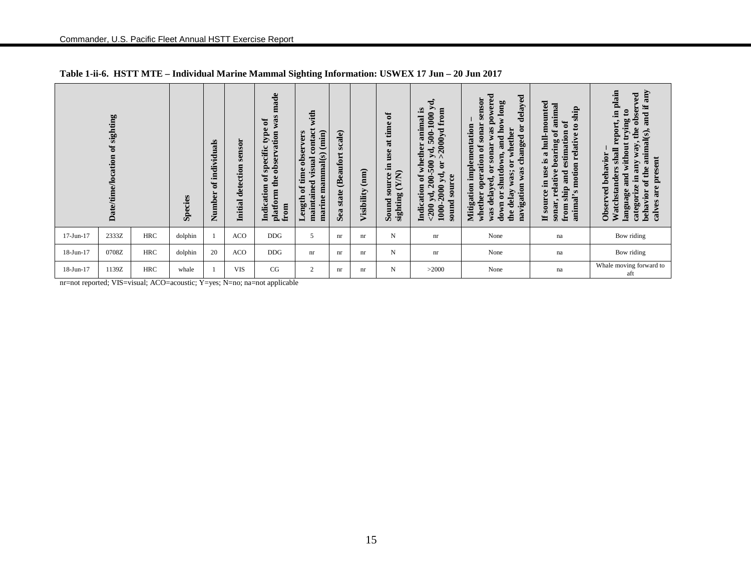**Table 1-ii-6. HSTT MTE – Individual Marine Mammal Sighting Information: USWEX 17 Jun – 20 Jun 2017**

| Date/time/location of sighting | | | Species | Number of individuals | Initial detection sensor | Indication of specific type of platform the observation was made from | Length of time observers maintained visual contact with marine mammal(s) (min) | Sea state (Beaufort scale) | Visibility (nm) | Sound source in use at time of sighting (Y/N) | Indication of whether animal is <200 yd, 200-500 yd, 500-1000 yd, 1000-2000 yd, or >2000yd from sound source | Mitigation implementation – whether operation of sonar sensor was delayed, or sonar was powered down or shutdown, and how long the delay was; or whether navigation was changed or delayed | If source in use is a hull-mounted sonar, relative bearing of animal from ship and estimation of animal's motion relative to ship | Observed behavior – Watchstanders shall report, in plain language and without trying to categorize in any way, the observed behavior of the animal(s), and if any calves are present |
|---|---|---|---|---|---|---|---|---|---|---|---|---|---|---|
| 17-Jun-17 | 2333Z | HRC | dolphin | 1 | ACO | DDG | 5 | nr | nr | N | nr | None | na | Bow riding |
| 18-Jun-17 | 0708Z | HRC | dolphin | 20 | ACO | DDG | nr | nr | nr | N | nr | None | na | Bow riding |
| 18-Jun-17 | 1139Z | HRC | whale | 1 | VIS | CG | 2 | nr | nr | N | >2000 | None | na | Whale moving forward to aft |

nr=not reported; VIS=visual; ACO=acoustic; Y=yes; N=no; na=not applicable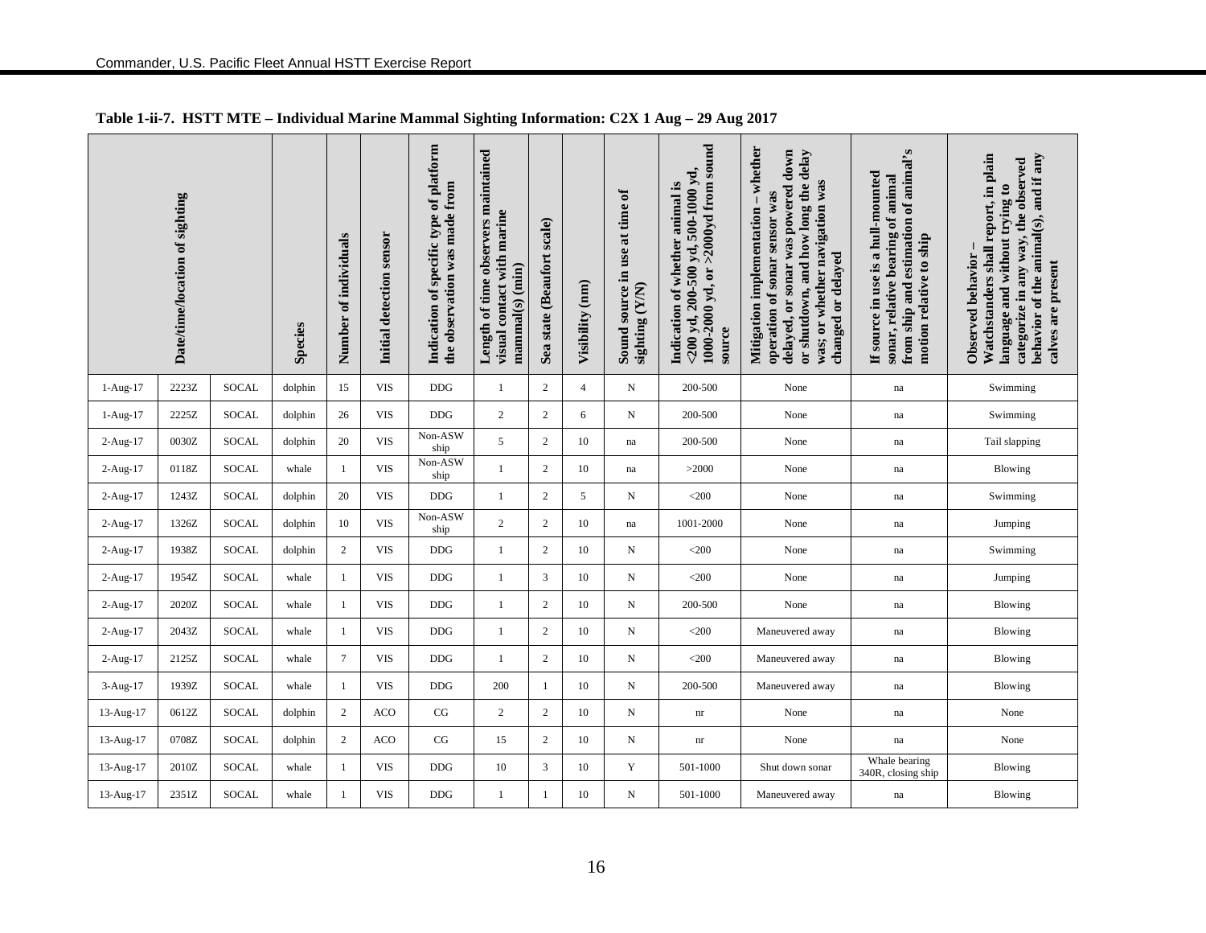**Table 1-ii-7. HSTT MTE – Individual Marine Mammal Sighting Information: C2X 1 Aug – 29 Aug 2017**

| Date/time/location of sighting | | | Species | Number of individuals | Initial detection sensor | Indication of specific type of platform the observation was made from | Length of time observers maintained visual contact with marine mammal(s) (min) | Sea state (Beaufort scale) | Visibility (nm) | Sound source in use at time of sighting (Y/N) | Indication of whether animal is <200 yd, 200-500 yd, 500-1000 yd, 1000-2000 yd, or >2000yd from sound source | Mitigation implementation – whether operation of sonar sensor was delayed, or sonar was powered down or shutdown, and how long the delay was; or whether navigation was changed or delayed | If source in use is a hull-mounted sonar, relative bearing of animal from ship and estimation of animal's motion relative to ship | Observed behavior – Watchstanders shall report, in plain language and without trying to categorize in any way, the observed behavior of the animal(s), and if any calves are present |
|---|---|---|---|---|---|---|---|---|---|---|---|---|---|---|
| 1-Aug-17 | 2223Z | SOCAL | dolphin | 15 | VIS | DDG | 1 | 2 | 4 | N | 200-500 | None | na | Swimming |
| 1-Aug-17 | 2225Z | SOCAL | dolphin | 26 | VIS | DDG | 2 | 2 | 6 | N | 200-500 | None | na | Swimming |
| 2-Aug-17 | 0030Z | SOCAL | dolphin | 20 | VIS | Non-ASW ship | 5 | 2 | 10 | na | 200-500 | None | na | Tail slapping |
| 2-Aug-17 | 0118Z | SOCAL | whale | 1 | VIS | Non-ASW ship | 1 | 2 | 10 | na | >2000 | None | na | Blowing |
| 2-Aug-17 | 1243Z | SOCAL | dolphin | 20 | VIS | DDG | 1 | 2 | 5 | N | <200 | None | na | Swimming |
| 2-Aug-17 | 1326Z | SOCAL | dolphin | 10 | VIS | Non-ASW ship | 2 | 2 | 10 | na | 1001-2000 | None | na | Jumping |
| 2-Aug-17 | 1938Z | SOCAL | dolphin | 2 | VIS | DDG | 1 | 2 | 10 | N | <200 | None | na | Swimming |
| 2-Aug-17 | 1954Z | SOCAL | whale | 1 | VIS | DDG | 1 | 3 | 10 | N | <200 | None | na | Jumping |
| 2-Aug-17 | 2020Z | SOCAL | whale | 1 | VIS | DDG | 1 | 2 | 10 | N | 200-500 | None | na | Blowing |
| 2-Aug-17 | 2043Z | SOCAL | whale | 1 | VIS | DDG | 1 | 2 | 10 | N | <200 | Maneuvered away | na | Blowing |
| 2-Aug-17 | 2125Z | SOCAL | whale | 7 | VIS | DDG | 1 | 2 | 10 | N | <200 | Maneuvered away | na | Blowing |
| 3-Aug-17 | 1939Z | SOCAL | whale | 1 | VIS | DDG | 200 | 1 | 10 | N | 200-500 | Maneuvered away | na | Blowing |
| 13-Aug-17 | 0612Z | SOCAL | dolphin | 2 | ACO | CG | 2 | 2 | 10 | N | nr | None | na | None |
| 13-Aug-17 | 0708Z | SOCAL | dolphin | 2 | ACO | CG | 15 | 2 | 10 | N | nr | None | na | None |
| 13-Aug-17 | 2010Z | SOCAL | whale | 1 | VIS | DDG | 10 | 3 | 10 | Y | 501-1000 | Shut down sonar | Whale bearing 340R, closing ship | Blowing |
| 13-Aug-17 | 2351Z | SOCAL | whale | 1 | VIS | DDG | 1 | 1 | 10 | N | 501-1000 | Maneuvered away | na | Blowing |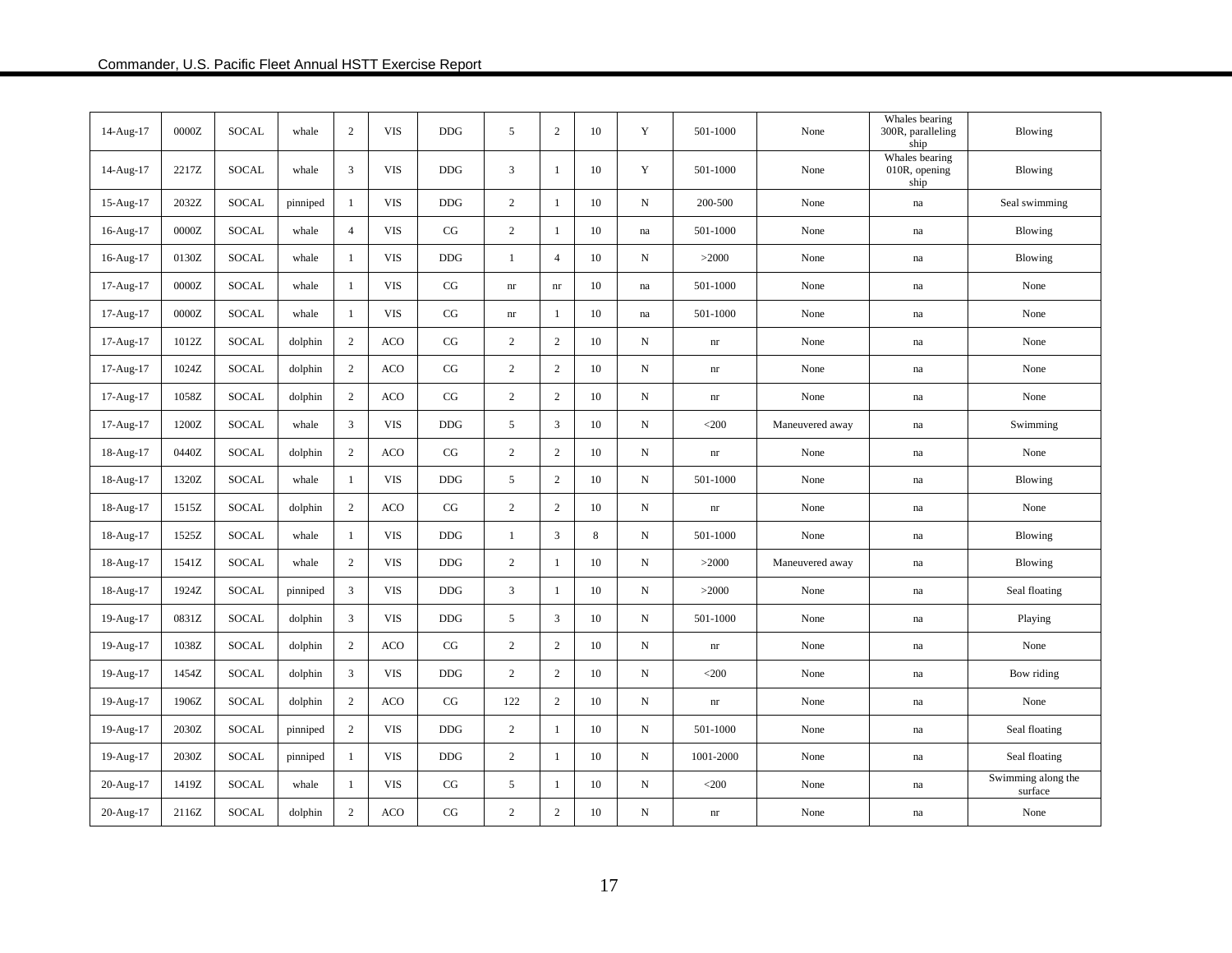| | | | | | | | | | | | | | | |
|---|---|---|---|---|---|---|---|---|---|---|---|---|---|---|
| 14-Aug-17 | 0000Z | SOCAL | whale | 2 | VIS | DDG | 5 | 2 | 10 | Y | 501-1000 | None | Whales bearing 300R, paralleling ship | Blowing |
| 14-Aug-17 | 2217Z | SOCAL | whale | 3 | VIS | DDG | 3 | 1 | 10 | Y | 501-1000 | None | Whales bearing 010R, opening ship | Blowing |
| 15-Aug-17 | 2032Z | SOCAL | pinniped | 1 | VIS | DDG | 2 | 1 | 10 | N | 200-500 | None | na | Seal swimming |
| 16-Aug-17 | 0000Z | SOCAL | whale | 4 | VIS | CG | 2 | 1 | 10 | na | 501-1000 | None | na | Blowing |
| 16-Aug-17 | 0130Z | SOCAL | whale | 1 | VIS | DDG | 1 | 4 | 10 | N | >2000 | None | na | Blowing |
| 17-Aug-17 | 0000Z | SOCAL | whale | 1 | VIS | CG | nr | nr | 10 | na | 501-1000 | None | na | None |
| 17-Aug-17 | 0000Z | SOCAL | whale | 1 | VIS | CG | nr | 1 | 10 | na | 501-1000 | None | na | None |
| 17-Aug-17 | 1012Z | SOCAL | dolphin | 2 | ACO | CG | 2 | 2 | 10 | N | nr | None | na | None |
| 17-Aug-17 | 1024Z | SOCAL | dolphin | 2 | ACO | CG | 2 | 2 | 10 | N | nr | None | na | None |
| 17-Aug-17 | 1058Z | SOCAL | dolphin | 2 | ACO | CG | 2 | 2 | 10 | N | nr | None | na | None |
| 17-Aug-17 | 1200Z | SOCAL | whale | 3 | VIS | DDG | 5 | 3 | 10 | N | <200 | Maneuvered away | na | Swimming |
| 18-Aug-17 | 0440Z | SOCAL | dolphin | 2 | ACO | CG | 2 | 2 | 10 | N | nr | None | na | None |
| 18-Aug-17 | 1320Z | SOCAL | whale | 1 | VIS | DDG | 5 | 2 | 10 | N | 501-1000 | None | na | Blowing |
| 18-Aug-17 | 1515Z | SOCAL | dolphin | 2 | ACO | CG | 2 | 2 | 10 | N | nr | None | na | None |
| 18-Aug-17 | 1525Z | SOCAL | whale | 1 | VIS | DDG | 1 | 3 | 8 | N | 501-1000 | None | na | Blowing |
| 18-Aug-17 | 1541Z | SOCAL | whale | 2 | VIS | DDG | 2 | 1 | 10 | N | >2000 | Maneuvered away | na | Blowing |
| 18-Aug-17 | 1924Z | SOCAL | pinniped | 3 | VIS | DDG | 3 | 1 | 10 | N | >2000 | None | na | Seal floating |
| 19-Aug-17 | 0831Z | SOCAL | dolphin | 3 | VIS | DDG | 5 | 3 | 10 | N | 501-1000 | None | na | Playing |
| 19-Aug-17 | 1038Z | SOCAL | dolphin | 2 | ACO | CG | 2 | 2 | 10 | N | nr | None | na | None |
| 19-Aug-17 | 1454Z | SOCAL | dolphin | 3 | VIS | DDG | 2 | 2 | 10 | N | <200 | None | na | Bow riding |
| 19-Aug-17 | 1906Z | SOCAL | dolphin | 2 | ACO | CG | 122 | 2 | 10 | N | nr | None | na | None |
| 19-Aug-17 | 2030Z | SOCAL | pinniped | 2 | VIS | DDG | 2 | 1 | 10 | N | 501-1000 | None | na | Seal floating |
| 19-Aug-17 | 2030Z | SOCAL | pinniped | 1 | VIS | DDG | 2 | 1 | 10 | N | 1001-2000 | None | na | Seal floating |
| 20-Aug-17 | 1419Z | SOCAL | whale | 1 | VIS | CG | 5 | 1 | 10 | N | <200 | None | na | Swimming along the surface |
| 20-Aug-17 | 2116Z | SOCAL | dolphin | 2 | ACO | CG | 2 | 2 | 10 | N | nr | None | na | None |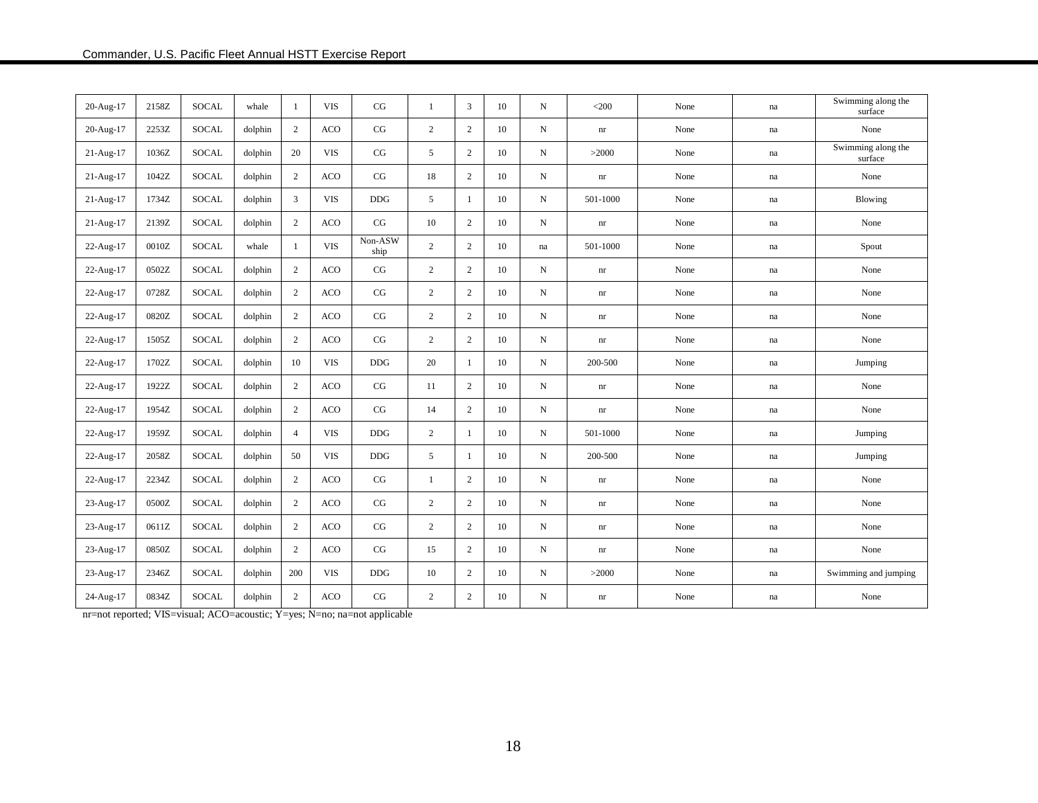| | | | | | | | | | | | | | | |
|---|---|---|---|---|---|---|---|---|---|---|---|---|---|---|
| 20-Aug-17 | 2158Z | SOCAL | whale | 1 | VIS | CG | 1 | 3 | 10 | N | <200 | None | na | Swimming along the surface |
| 20-Aug-17 | 2253Z | SOCAL | dolphin | 2 | ACO | CG | 2 | 2 | 10 | N | nr | None | na | None |
| 21-Aug-17 | 1036Z | SOCAL | dolphin | 20 | VIS | CG | 5 | 2 | 10 | N | >2000 | None | na | Swimming along the surface |
| 21-Aug-17 | 1042Z | SOCAL | dolphin | 2 | ACO | CG | 18 | 2 | 10 | N | nr | None | na | None |
| 21-Aug-17 | 1734Z | SOCAL | dolphin | 3 | VIS | DDG | 5 | 1 | 10 | N | 501-1000 | None | na | Blowing |
| 21-Aug-17 | 2139Z | SOCAL | dolphin | 2 | ACO | CG | 10 | 2 | 10 | N | nr | None | na | None |
| 22-Aug-17 | 0010Z | SOCAL | whale | 1 | VIS | Non-ASW ship | 2 | 2 | 10 | na | 501-1000 | None | na | Spout |
| 22-Aug-17 | 0502Z | SOCAL | dolphin | 2 | ACO | CG | 2 | 2 | 10 | N | nr | None | na | None |
| 22-Aug-17 | 0728Z | SOCAL | dolphin | 2 | ACO | CG | 2 | 2 | 10 | N | nr | None | na | None |
| 22-Aug-17 | 0820Z | SOCAL | dolphin | 2 | ACO | CG | 2 | 2 | 10 | N | nr | None | na | None |
| 22-Aug-17 | 1505Z | SOCAL | dolphin | 2 | ACO | CG | 2 | 2 | 10 | N | nr | None | na | None |
| 22-Aug-17 | 1702Z | SOCAL | dolphin | 10 | VIS | DDG | 20 | 1 | 10 | N | 200-500 | None | na | Jumping |
| 22-Aug-17 | 1922Z | SOCAL | dolphin | 2 | ACO | CG | 11 | 2 | 10 | N | nr | None | na | None |
| 22-Aug-17 | 1954Z | SOCAL | dolphin | 2 | ACO | CG | 14 | 2 | 10 | N | nr | None | na | None |
| 22-Aug-17 | 1959Z | SOCAL | dolphin | 4 | VIS | DDG | 2 | 1 | 10 | N | 501-1000 | None | na | Jumping |
| 22-Aug-17 | 2058Z | SOCAL | dolphin | 50 | VIS | DDG | 5 | 1 | 10 | N | 200-500 | None | na | Jumping |
| 22-Aug-17 | 2234Z | SOCAL | dolphin | 2 | ACO | CG | 1 | 2 | 10 | N | nr | None | na | None |
| 23-Aug-17 | 0500Z | SOCAL | dolphin | 2 | ACO | CG | 2 | 2 | 10 | N | nr | None | na | None |
| 23-Aug-17 | 0611Z | SOCAL | dolphin | 2 | ACO | CG | 2 | 2 | 10 | N | nr | None | na | None |
| 23-Aug-17 | 0850Z | SOCAL | dolphin | 2 | ACO | CG | 15 | 2 | 10 | N | nr | None | na | None |
| 23-Aug-17 | 2346Z | SOCAL | dolphin | 200 | VIS | DDG | 10 | 2 | 10 | N | >2000 | None | na | Swimming and jumping |
| 24-Aug-17 | 0834Z | SOCAL | dolphin | 2 | ACO | CG | 2 | 2 | 10 | N | nr | None | na | None |

nr=not reported; VIS=visual; ACO=acoustic; Y=yes; N=no; na=not applicable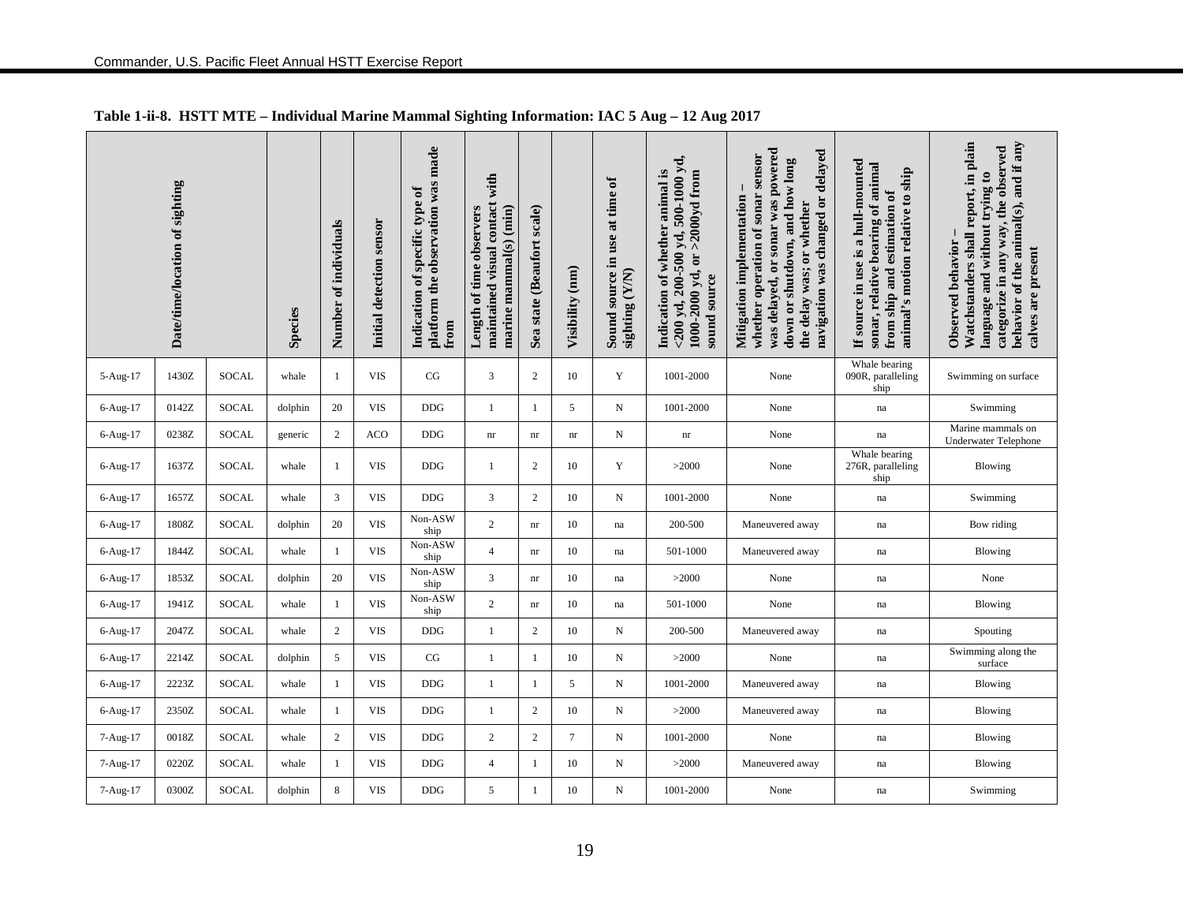**Table 1-ii-8. HSTT MTE – Individual Marine Mammal Sighting Information: IAC 5 Aug – 12 Aug 2017**

| Date/time/location of sighting | | | Species | Number of individuals | Initial detection sensor | Indication of specific type of platform the observation was made from | Length of time observers maintained visual contact with marine mammal(s) (min) | Sea state (Beaufort scale) | Visibility (nm) | Sound source in use at time of sighting (Y/N) | Indication of whether animal is <200 yd, 200-500 yd, 500-1000 yd, 1000-2000 yd, or >2000yd from sound source | Mitigation implementation – whether operation of sonar sensor was delayed, or sonar was powered down or shutdown, and how long the delay was; or whether navigation was changed or delayed | If source in use is a hull-mounted sonar, relative bearing of animal from ship and estimation of animal's motion relative to ship | Observed behavior – Watchstanders shall report, in plain language and without trying to categorize in any way, the observed behavior of the animal(s), and if any calves are present |
|---|---|---|---|---|---|---|---|---|---|---|---|---|---|---|
| 5-Aug-17 | 1430Z | SOCAL | whale | 1 | VIS | CG | 3 | 2 | 10 | Y | 1001-2000 | None | Whale bearing 090R, paralleling ship | Swimming on surface |
| 6-Aug-17 | 0142Z | SOCAL | dolphin | 20 | VIS | DDG | 1 | 1 | 5 | N | 1001-2000 | None | na | Swimming |
| 6-Aug-17 | 0238Z | SOCAL | generic | 2 | ACO | DDG | nr | nr | nr | N | nr | None | na | Marine mammals on Underwater Telephone |
| 6-Aug-17 | 1637Z | SOCAL | whale | 1 | VIS | DDG | 1 | 2 | 10 | Y | >2000 | None | Whale bearing 276R, paralleling ship | Blowing |
| 6-Aug-17 | 1657Z | SOCAL | whale | 3 | VIS | DDG | 3 | 2 | 10 | N | 1001-2000 | None | na | Swimming |
| 6-Aug-17 | 1808Z | SOCAL | dolphin | 20 | VIS | Non-ASW ship | 2 | nr | 10 | na | 200-500 | Maneuvered away | na | Bow riding |
| 6-Aug-17 | 1844Z | SOCAL | whale | 1 | VIS | Non-ASW ship | 4 | nr | 10 | na | 501-1000 | Maneuvered away | na | Blowing |
| 6-Aug-17 | 1853Z | SOCAL | dolphin | 20 | VIS | Non-ASW ship | 3 | nr | 10 | na | >2000 | None | na | None |
| 6-Aug-17 | 1941Z | SOCAL | whale | 1 | VIS | Non-ASW ship | 2 | nr | 10 | na | 501-1000 | None | na | Blowing |
| 6-Aug-17 | 2047Z | SOCAL | whale | 2 | VIS | DDG | 1 | 2 | 10 | N | 200-500 | Maneuvered away | na | Spouting |
| 6-Aug-17 | 2214Z | SOCAL | dolphin | 5 | VIS | CG | 1 | 1 | 10 | N | >2000 | None | na | Swimming along the surface |
| 6-Aug-17 | 2223Z | SOCAL | whale | 1 | VIS | DDG | 1 | 1 | 5 | N | 1001-2000 | Maneuvered away | na | Blowing |
| 6-Aug-17 | 2350Z | SOCAL | whale | 1 | VIS | DDG | 1 | 2 | 10 | N | >2000 | Maneuvered away | na | Blowing |
| 7-Aug-17 | 0018Z | SOCAL | whale | 2 | VIS | DDG | 2 | 2 | 7 | N | 1001-2000 | None | na | Blowing |
| 7-Aug-17 | 0220Z | SOCAL | whale | 1 | VIS | DDG | 4 | 1 | 10 | N | >2000 | Maneuvered away | na | Blowing |
| 7-Aug-17 | 0300Z | SOCAL | dolphin | 8 | VIS | DDG | 5 | 1 | 10 | N | 1001-2000 | None | na | Swimming |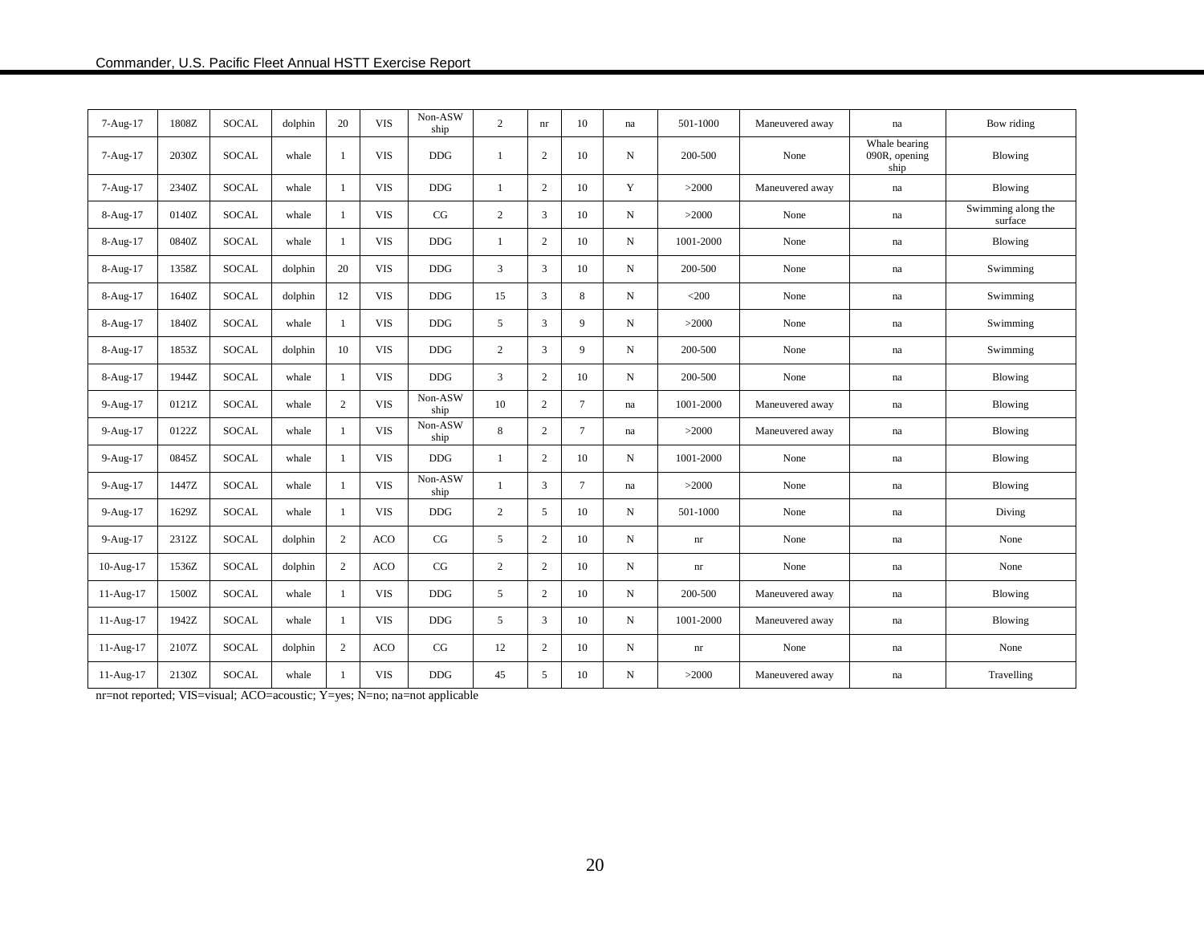| 7-Aug-17 | 1808Z | SOCAL | dolphin | 20 | VIS | Non-ASW ship | 2 | nr | 10 | na | 501-1000 | Maneuvered away | na | Bow riding |
|---|---|---|---|---|---|---|---|---|---|---|---|---|---|---|
| 7-Aug-17 | 2030Z | SOCAL | whale | 1 | VIS | DDG | 1 | 2 | 10 | N | 200-500 | None | Whale bearing 090R, opening ship | Blowing |
| 7-Aug-17 | 2340Z | SOCAL | whale | 1 | VIS | DDG | 1 | 2 | 10 | Y | >2000 | Maneuvered away | na | Blowing |
| 8-Aug-17 | 0140Z | SOCAL | whale | 1 | VIS | CG | 2 | 3 | 10 | N | >2000 | None | na | Swimming along the surface |
| 8-Aug-17 | 0840Z | SOCAL | whale | 1 | VIS | DDG | 1 | 2 | 10 | N | 1001-2000 | None | na | Blowing |
| 8-Aug-17 | 1358Z | SOCAL | dolphin | 20 | VIS | DDG | 3 | 3 | 10 | N | 200-500 | None | na | Swimming |
| 8-Aug-17 | 1640Z | SOCAL | dolphin | 12 | VIS | DDG | 15 | 3 | 8 | N | <200 | None | na | Swimming |
| 8-Aug-17 | 1840Z | SOCAL | whale | 1 | VIS | DDG | 5 | 3 | 9 | N | >2000 | None | na | Swimming |
| 8-Aug-17 | 1853Z | SOCAL | dolphin | 10 | VIS | DDG | 2 | 3 | 9 | N | 200-500 | None | na | Swimming |
| 8-Aug-17 | 1944Z | SOCAL | whale | 1 | VIS | DDG | 3 | 2 | 10 | N | 200-500 | None | na | Blowing |
| 9-Aug-17 | 0121Z | SOCAL | whale | 2 | VIS | Non-ASW ship | 10 | 2 | 7 | na | 1001-2000 | Maneuvered away | na | Blowing |
| 9-Aug-17 | 0122Z | SOCAL | whale | 1 | VIS | Non-ASW ship | 8 | 2 | 7 | na | >2000 | Maneuvered away | na | Blowing |
| 9-Aug-17 | 0845Z | SOCAL | whale | 1 | VIS | DDG | 1 | 2 | 10 | N | 1001-2000 | None | na | Blowing |
| 9-Aug-17 | 1447Z | SOCAL | whale | 1 | VIS | Non-ASW ship | 1 | 3 | 7 | na | >2000 | None | na | Blowing |
| 9-Aug-17 | 1629Z | SOCAL | whale | 1 | VIS | DDG | 2 | 5 | 10 | N | 501-1000 | None | na | Diving |
| 9-Aug-17 | 2312Z | SOCAL | dolphin | 2 | ACO | CG | 5 | 2 | 10 | N | nr | None | na | None |
| 10-Aug-17 | 1536Z | SOCAL | dolphin | 2 | ACO | CG | 2 | 2 | 10 | N | nr | None | na | None |
| 11-Aug-17 | 1500Z | SOCAL | whale | 1 | VIS | DDG | 5 | 2 | 10 | N | 200-500 | Maneuvered away | na | Blowing |
| 11-Aug-17 | 1942Z | SOCAL | whale | 1 | VIS | DDG | 5 | 3 | 10 | N | 1001-2000 | Maneuvered away | na | Blowing |
| 11-Aug-17 | 2107Z | SOCAL | dolphin | 2 | ACO | CG | 12 | 2 | 10 | N | nr | None | na | None |
| 11-Aug-17 | 2130Z | SOCAL | whale | 1 | VIS | DDG | 45 | 5 | 10 | N | >2000 | Maneuvered away | na | Travelling |

nr=not reported; VIS=visual; ACO=acoustic; Y=yes; N=no; na=not applicable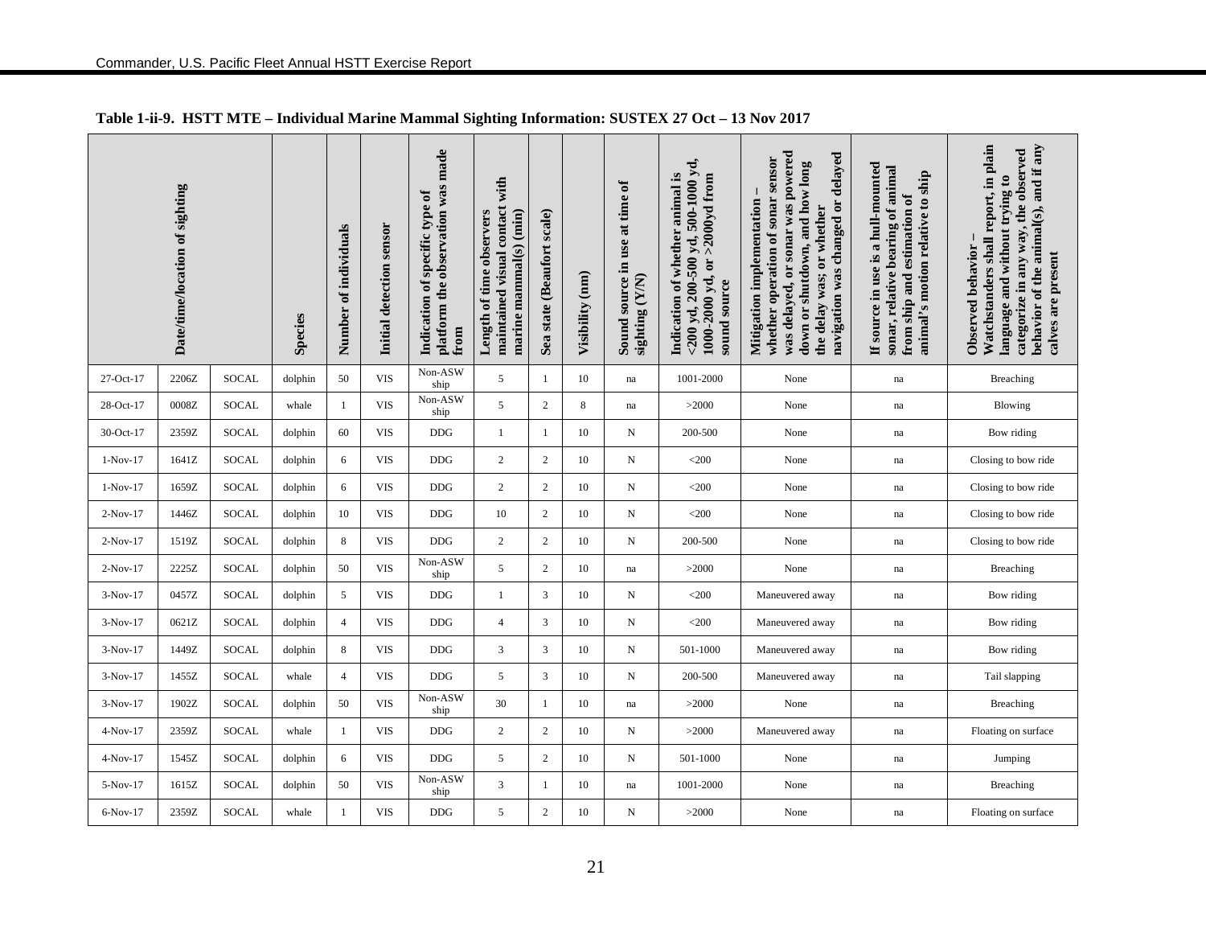**Table 1-ii-9. HSTT MTE – Individual Marine Mammal Sighting Information: SUSTEX 27 Oct – 13 Nov 2017**

| Date/time/location of sighting | | | Species | Number of individuals | Initial detection sensor | Indication of specific type of platform the observation was made from | Length of time observers maintained visual contact with marine mammal(s) (min) | Sea state (Beaufort scale) | Visibility (nm) | Sound source in use at time of sighting (Y/N) | Indication of whether animal is <200 yd, 200-500 yd, 500-1000 yd, 1000-2000 yd, or >2000yd from sound source | Mitigation implementation – whether operation of sonar sensor was delayed, or sonar was powered down or shutdown, and how long the delay was; or whether navigation was changed or delayed | If source in use is a hull-mounted sonar, relative bearing of animal from ship and estimation of animal's motion relative to ship | Observed behavior – Watchstanders shall report, in plain language and without trying to categorize in any way, the observed behavior of the animal(s), and if any calves are present |
|---|---|---|---|---|---|---|---|---|---|---|---|---|---|---|
| 27-Oct-17 | 2206Z | SOCAL | dolphin | 50 | VIS | Non-ASW ship | 5 | 1 | 10 | na | 1001-2000 | None | na | Breaching |
| 28-Oct-17 | 0008Z | SOCAL | whale | 1 | VIS | Non-ASW ship | 5 | 2 | 8 | na | >2000 | None | na | Blowing |
| 30-Oct-17 | 2359Z | SOCAL | dolphin | 60 | VIS | DDG | 1 | 1 | 10 | N | 200-500 | None | na | Bow riding |
| 1-Nov-17 | 1641Z | SOCAL | dolphin | 6 | VIS | DDG | 2 | 2 | 10 | N | <200 | None | na | Closing to bow ride |
| 1-Nov-17 | 1659Z | SOCAL | dolphin | 6 | VIS | DDG | 2 | 2 | 10 | N | <200 | None | na | Closing to bow ride |
| 2-Nov-17 | 1446Z | SOCAL | dolphin | 10 | VIS | DDG | 10 | 2 | 10 | N | <200 | None | na | Closing to bow ride |
| 2-Nov-17 | 1519Z | SOCAL | dolphin | 8 | VIS | DDG | 2 | 2 | 10 | N | 200-500 | None | na | Closing to bow ride |
| 2-Nov-17 | 2225Z | SOCAL | dolphin | 50 | VIS | Non-ASW ship | 5 | 2 | 10 | na | >2000 | None | na | Breaching |
| 3-Nov-17 | 0457Z | SOCAL | dolphin | 5 | VIS | DDG | 1 | 3 | 10 | N | <200 | Maneuvered away | na | Bow riding |
| 3-Nov-17 | 0621Z | SOCAL | dolphin | 4 | VIS | DDG | 4 | 3 | 10 | N | <200 | Maneuvered away | na | Bow riding |
| 3-Nov-17 | 1449Z | SOCAL | dolphin | 8 | VIS | DDG | 3 | 3 | 10 | N | 501-1000 | Maneuvered away | na | Bow riding |
| 3-Nov-17 | 1455Z | SOCAL | whale | 4 | VIS | DDG | 5 | 3 | 10 | N | 200-500 | Maneuvered away | na | Tail slapping |
| 3-Nov-17 | 1902Z | SOCAL | dolphin | 50 | VIS | Non-ASW ship | 30 | 1 | 10 | na | >2000 | None | na | Breaching |
| 4-Nov-17 | 2359Z | SOCAL | whale | 1 | VIS | DDG | 2 | 2 | 10 | N | >2000 | Maneuvered away | na | Floating on surface |
| 4-Nov-17 | 1545Z | SOCAL | dolphin | 6 | VIS | DDG | 5 | 2 | 10 | N | 501-1000 | None | na | Jumping |
| 5-Nov-17 | 1615Z | SOCAL | dolphin | 50 | VIS | Non-ASW ship | 3 | 1 | 10 | na | 1001-2000 | None | na | Breaching |
| 6-Nov-17 | 2359Z | SOCAL | whale | 1 | VIS | DDG | 5 | 2 | 10 | N | >2000 | None | na | Floating on surface |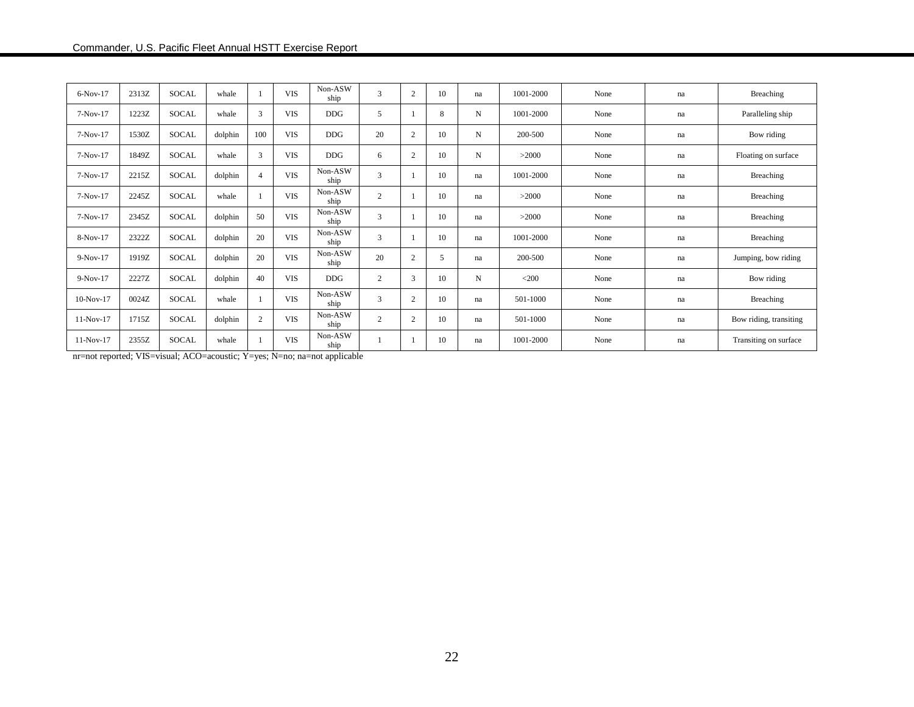| | | | | | | | | | | | | | | |
|---|---|---|---|---|---|---|---|---|---|---|---|---|---|---|
| 6-Nov-17 | 2313Z | SOCAL | whale | 1 | VIS | Non-ASW ship | 3 | 2 | 10 | na | 1001-2000 | None | na | Breaching |
| 7-Nov-17 | 1223Z | SOCAL | whale | 3 | VIS | DDG | 5 | 1 | 8 | N | 1001-2000 | None | na | Paralleling ship |
| 7-Nov-17 | 1530Z | SOCAL | dolphin | 100 | VIS | DDG | 20 | 2 | 10 | N | 200-500 | None | na | Bow riding |
| 7-Nov-17 | 1849Z | SOCAL | whale | 3 | VIS | DDG | 6 | 2 | 10 | N | >2000 | None | na | Floating on surface |
| 7-Nov-17 | 2215Z | SOCAL | dolphin | 4 | VIS | Non-ASW ship | 3 | 1 | 10 | na | 1001-2000 | None | na | Breaching |
| 7-Nov-17 | 2245Z | SOCAL | whale | 1 | VIS | Non-ASW ship | 2 | 1 | 10 | na | >2000 | None | na | Breaching |
| 7-Nov-17 | 2345Z | SOCAL | dolphin | 50 | VIS | Non-ASW ship | 3 | 1 | 10 | na | >2000 | None | na | Breaching |
| 8-Nov-17 | 2322Z | SOCAL | dolphin | 20 | VIS | Non-ASW ship | 3 | 1 | 10 | na | 1001-2000 | None | na | Breaching |
| 9-Nov-17 | 1919Z | SOCAL | dolphin | 20 | VIS | Non-ASW ship | 20 | 2 | 5 | na | 200-500 | None | na | Jumping, bow riding |
| 9-Nov-17 | 2227Z | SOCAL | dolphin | 40 | VIS | DDG | 2 | 3 | 10 | N | <200 | None | na | Bow riding |
| 10-Nov-17 | 0024Z | SOCAL | whale | 1 | VIS | Non-ASW ship | 3 | 2 | 10 | na | 501-1000 | None | na | Breaching |
| 11-Nov-17 | 1715Z | SOCAL | dolphin | 2 | VIS | Non-ASW ship | 2 | 2 | 10 | na | 501-1000 | None | na | Bow riding, transiting |
| 11-Nov-17 | 2355Z | SOCAL | whale | 1 | VIS | Non-ASW ship | 1 | 1 | 10 | na | 1001-2000 | None | na | Transiting on surface |

nr=not reported; VIS=visual; ACO=acoustic; Y=yes; N=no; na=not applicable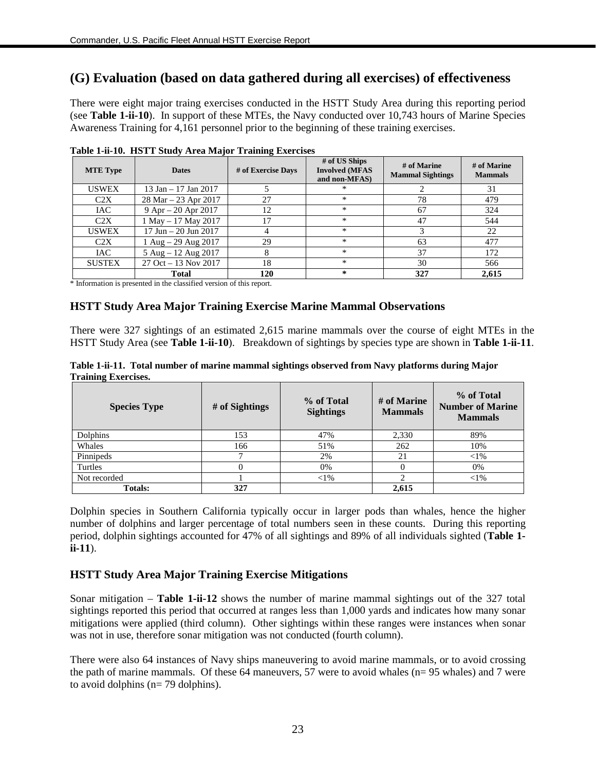## (G) Evaluation (based on data gathered during all exercises) of effectiveness

There were eight major traing exercises conducted in the HSTT Study Area during this reporting period (see **Table 1-ii-10**). In support of these MTEs, the Navy conducted over 10,743 hours of Marine Species Awareness Training for 4,161 personnel prior to the beginning of these training exercises.

**Table 1-ii-10. HSTT Study Area Major Training Exercises**

| MTE Type | Dates | # of Exercise Days | # of US Ships Involved (MFAS and non-MFAS) | # of Marine Mammal Sightings | # of Marine Mammals |
|---|---|---|---|---|---|
| USWEX | 13 Jan – 17 Jan 2017 | 5 | * | 2 | 31 |
| C2X | 28 Mar – 23 Apr 2017 | 27 | * | 78 | 479 |
| IAC | 9 Apr – 20 Apr 2017 | 12 | * | 67 | 324 |
| C2X | 1 May – 17 May 2017 | 17 | * | 47 | 544 |
| USWEX | 17 Jun – 20 Jun 2017 | 4 | * | 3 | 22 |
| C2X | 1 Aug – 29 Aug 2017 | 29 | * | 63 | 477 |
| IAC | 5 Aug – 12 Aug 2017 | 8 | * | 37 | 172 |
| SUSTEX | 27 Oct – 13 Nov 2017 | 18 | * | 30 | 566 |
| | **Total** | **120** | **\*** | **327** | **2,615** |

* Information is presented in the classified version of this report.

### HSTT Study Area Major Training Exercise Marine Mammal Observations

There were 327 sightings of an estimated 2,615 marine mammals over the course of eight MTEs in the HSTT Study Area (see **Table 1-ii-10**). Breakdown of sightings by species type are shown in **Table 1-ii-11**.

**Table 1-ii-11. Total number of marine mammal sightings observed from Navy platforms during Major Training Exercises.**

| Species Type | # of Sightings | % of Total Sightings | # of Marine Mammals | % of Total Number of Marine Mammals |
|---|---|---|---|---|
| Dolphins | 153 | 47% | 2,330 | 89% |
| Whales | 166 | 51% | 262 | 10% |
| Pinnipeds | 7 | 2% | 21 | <1% |
| Turtles | 0 | 0% | 0 | 0% |
| Not recorded | 1 | <1% | 2 | <1% |
| **Totals:** | **327** | | **2,615** | |

Dolphin species in Southern California typically occur in larger pods than whales, hence the higher number of dolphins and larger percentage of total numbers seen in these counts. During this reporting period, dolphin sightings accounted for 47% of all sightings and 89% of all individuals sighted (**Table 1-ii-11**).

### HSTT Study Area Major Training Exercise Mitigations

Sonar mitigation – **Table 1-ii-12** shows the number of marine mammal sightings out of the 327 total sightings reported this period that occurred at ranges less than 1,000 yards and indicates how many sonar mitigations were applied (third column). Other sightings within these ranges were instances when sonar was not in use, therefore sonar mitigation was not conducted (fourth column).

There were also 64 instances of Navy ships maneuvering to avoid marine mammals, or to avoid crossing the path of marine mammals. Of these 64 maneuvers, 57 were to avoid whales (n= 95 whales) and 7 were to avoid dolphins (n= 79 dolphins).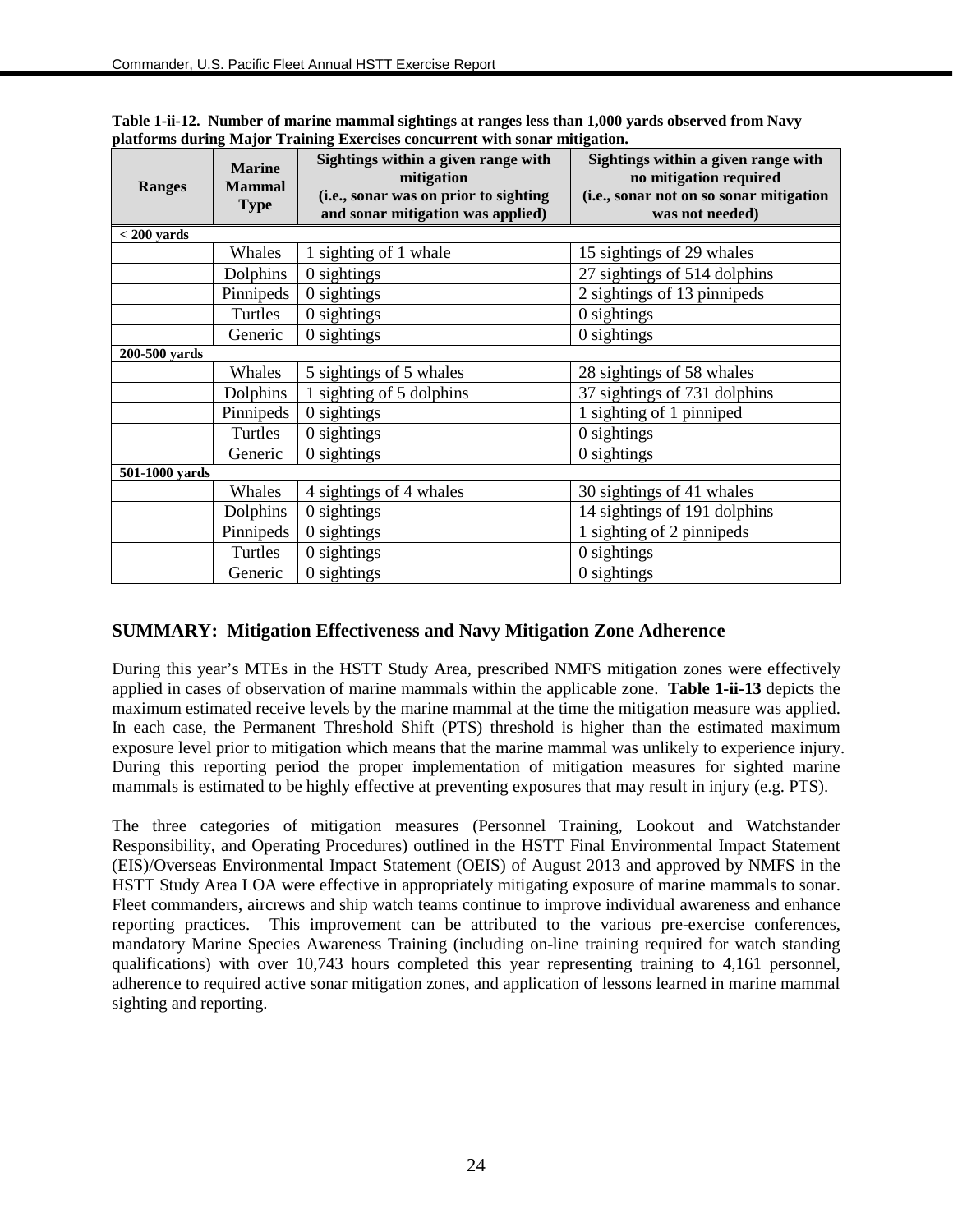**Table 1-ii-12. Number of marine mammal sightings at ranges less than 1,000 yards observed from Navy platforms during Major Training Exercises concurrent with sonar mitigation.**

| Ranges | Marine Mammal Type | Sightings within a given range with mitigation (i.e., sonar was on prior to sighting and sonar mitigation was applied) | Sightings within a given range with no mitigation required (i.e., sonar not on so sonar mitigation was not needed) |
|---|---|---|---|
| **< 200 yards** | | | |
| | Whales | 1 sighting of 1 whale | 15 sightings of 29 whales |
| | Dolphins | 0 sightings | 27 sightings of 514 dolphins |
| | Pinnipeds | 0 sightings | 2 sightings of 13 pinnipeds |
| | Turtles | 0 sightings | 0 sightings |
| | Generic | 0 sightings | 0 sightings |
| **200-500 yards** | | | |
| | Whales | 5 sightings of 5 whales | 28 sightings of 58 whales |
| | Dolphins | 1 sighting of 5 dolphins | 37 sightings of 731 dolphins |
| | Pinnipeds | 0 sightings | 1 sighting of 1 pinniped |
| | Turtles | 0 sightings | 0 sightings |
| | Generic | 0 sightings | 0 sightings |
| **501-1000 yards** | | | |
| | Whales | 4 sightings of 4 whales | 30 sightings of 41 whales |
| | Dolphins | 0 sightings | 14 sightings of 191 dolphins |
| | Pinnipeds | 0 sightings | 1 sighting of 2 pinnipeds |
| | Turtles | 0 sightings | 0 sightings |
| | Generic | 0 sightings | 0 sightings |

## SUMMARY: Mitigation Effectiveness and Navy Mitigation Zone Adherence

During this year's MTEs in the HSTT Study Area, prescribed NMFS mitigation zones were effectively applied in cases of observation of marine mammals within the applicable zone. **Table 1-ii-13** depicts the maximum estimated receive levels by the marine mammal at the time the mitigation measure was applied. In each case, the Permanent Threshold Shift (PTS) threshold is higher than the estimated maximum exposure level prior to mitigation which means that the marine mammal was unlikely to experience injury. During this reporting period the proper implementation of mitigation measures for sighted marine mammals is estimated to be highly effective at preventing exposures that may result in injury (e.g. PTS).

The three categories of mitigation measures (Personnel Training, Lookout and Watchstander Responsibility, and Operating Procedures) outlined in the HSTT Final Environmental Impact Statement (EIS)/Overseas Environmental Impact Statement (OEIS) of August 2013 and approved by NMFS in the HSTT Study Area LOA were effective in appropriately mitigating exposure of marine mammals to sonar. Fleet commanders, aircrews and ship watch teams continue to improve individual awareness and enhance reporting practices. This improvement can be attributed to the various pre-exercise conferences, mandatory Marine Species Awareness Training (including on-line training required for watch standing qualifications) with over 10,743 hours completed this year representing training to 4,161 personnel, adherence to required active sonar mitigation zones, and application of lessons learned in marine mammal sighting and reporting.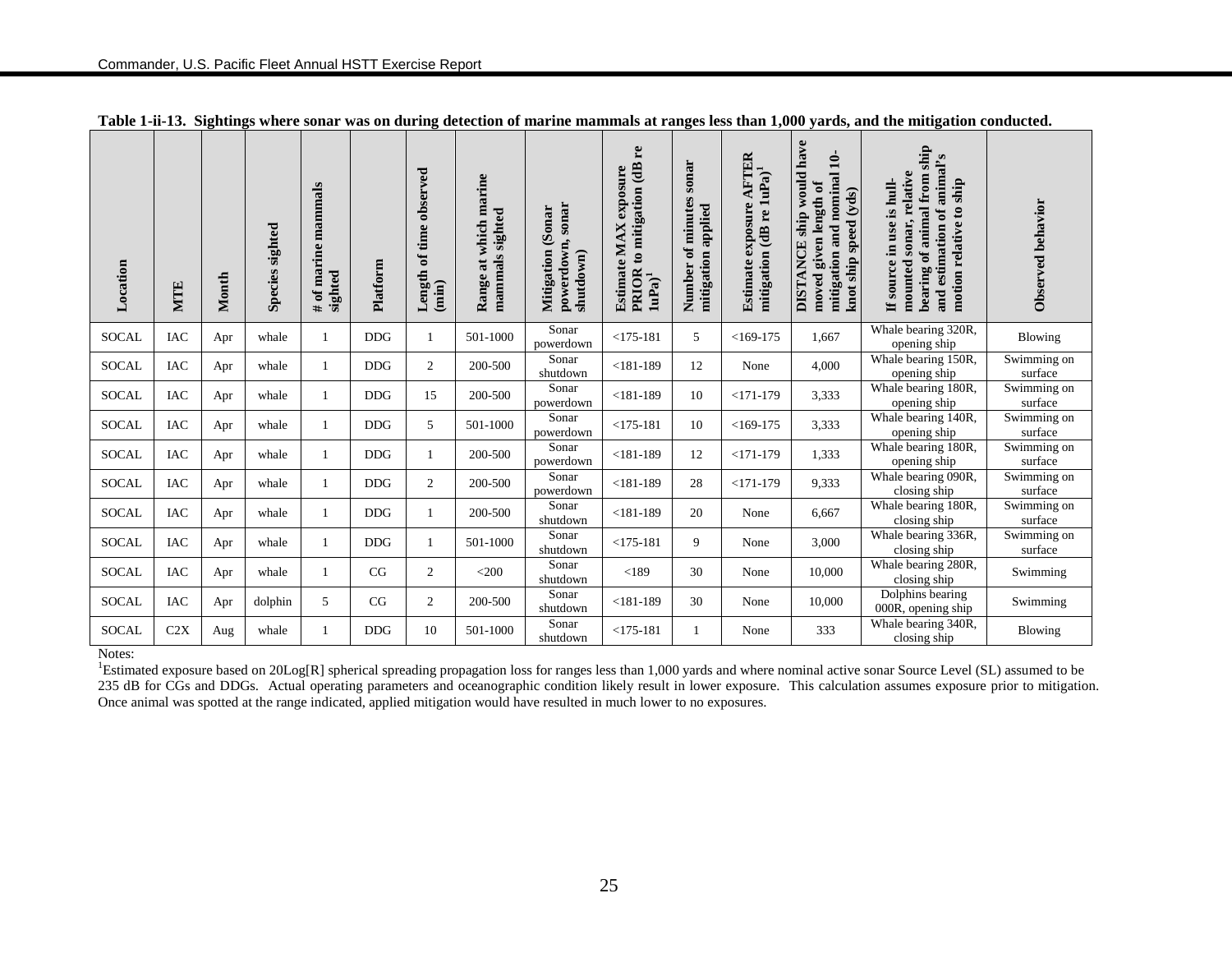**Table 1-ii-13. Sightings where sonar was on during detection of marine mammals at ranges less than 1,000 yards, and the mitigation conducted.**

| Location | MTE | Month | Species sighted | # of marine mammals sighted | Platform | Length of time observed (min) | Range at which marine mammals sighted | Mitigation (Sonar powerdown, sonar shutdown) | Estimate MAX exposure PRIOR to mitigation (dB re 1uPa)[1] | Number of minutes sonar mitigation applied | Estimate exposure AFTER mitigation (dB re 1uPa)[1] | DISTANCE ship would have moved given length of mitigation and nominal 10-knot ship speed (yds) | If source in use is hull-mounted sonar, relative bearing of animal from ship and estimation of animal's motion relative to ship | Observed behavior |
|---|---|---|---|---|---|---|---|---|---|---|---|---|---|---|
| SOCAL | IAC | Apr | whale | 1 | DDG | 1 | 501-1000 | Sonar powerdown | <175-181 | 5 | <169-175 | 1,667 | Whale bearing 320R, opening ship | Blowing |
| SOCAL | IAC | Apr | whale | 1 | DDG | 2 | 200-500 | Sonar shutdown | <181-189 | 12 | None | 4,000 | Whale bearing 150R, opening ship | Swimming on surface |
| SOCAL | IAC | Apr | whale | 1 | DDG | 15 | 200-500 | Sonar powerdown | <181-189 | 10 | <171-179 | 3,333 | Whale bearing 180R, opening ship | Swimming on surface |
| SOCAL | IAC | Apr | whale | 1 | DDG | 5 | 501-1000 | Sonar powerdown | <175-181 | 10 | <169-175 | 3,333 | Whale bearing 140R, opening ship | Swimming on surface |
| SOCAL | IAC | Apr | whale | 1 | DDG | 1 | 200-500 | Sonar powerdown | <181-189 | 12 | <171-179 | 1,333 | Whale bearing 180R, opening ship | Swimming on surface |
| SOCAL | IAC | Apr | whale | 1 | DDG | 2 | 200-500 | Sonar powerdown | <181-189 | 28 | <171-179 | 9,333 | Whale bearing 090R, closing ship | Swimming on surface |
| SOCAL | IAC | Apr | whale | 1 | DDG | 1 | 200-500 | Sonar shutdown | <181-189 | 20 | None | 6,667 | Whale bearing 180R, closing ship | Swimming on surface |
| SOCAL | IAC | Apr | whale | 1 | DDG | 1 | 501-1000 | Sonar shutdown | <175-181 | 9 | None | 3,000 | Whale bearing 336R, closing ship | Swimming on surface |
| SOCAL | IAC | Apr | whale | 1 | CG | 2 | <200 | Sonar shutdown | <189 | 30 | None | 10,000 | Whale bearing 280R, closing ship | Swimming |
| SOCAL | IAC | Apr | dolphin | 5 | CG | 2 | 200-500 | Sonar shutdown | <181-189 | 30 | None | 10,000 | Dolphins bearing 000R, opening ship | Swimming |
| SOCAL | C2X | Aug | whale | 1 | DDG | 10 | 501-1000 | Sonar shutdown | <175-181 | 1 | None | 333 | Whale bearing 340R, closing ship | Blowing |

Notes:
[1]Estimated exposure based on 20Log[R] spherical spreading propagation loss for ranges less than 1,000 yards and where nominal active sonar Source Level (SL) assumed to be 235 dB for CGs and DDGs. Actual operating parameters and oceanographic condition likely result in lower exposure. This calculation assumes exposure prior to mitigation. Once animal was spotted at the range indicated, applied mitigation would have resulted in much lower to no exposures.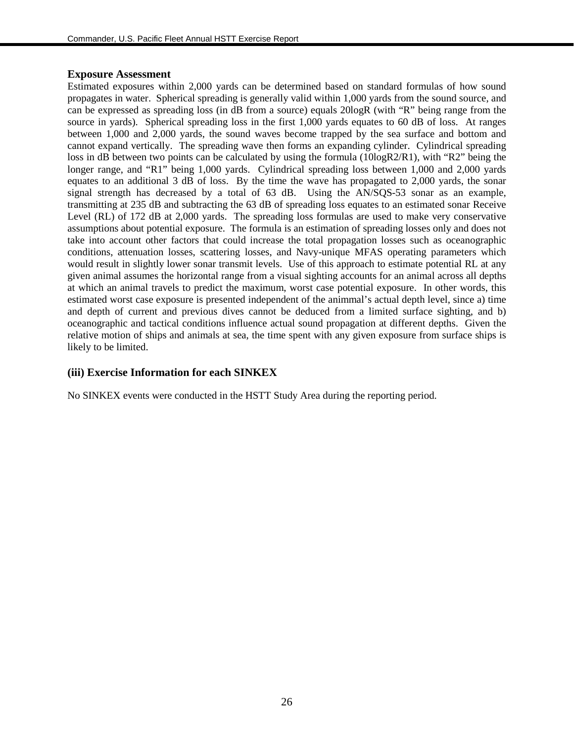**Exposure Assessment**

Estimated exposures within 2,000 yards can be determined based on standard formulas of how sound propagates in water. Spherical spreading is generally valid within 1,000 yards from the sound source, and can be expressed as spreading loss (in dB from a source) equals 20logR (with "R" being range from the source in yards). Spherical spreading loss in the first 1,000 yards equates to 60 dB of loss. At ranges between 1,000 and 2,000 yards, the sound waves become trapped by the sea surface and bottom and cannot expand vertically. The spreading wave then forms an expanding cylinder. Cylindrical spreading loss in dB between two points can be calculated by using the formula (10logR2/R1), with "R2" being the longer range, and "R1" being 1,000 yards. Cylindrical spreading loss between 1,000 and 2,000 yards equates to an additional 3 dB of loss. By the time the wave has propagated to 2,000 yards, the sonar signal strength has decreased by a total of 63 dB. Using the AN/SQS-53 sonar as an example, transmitting at 235 dB and subtracting the 63 dB of spreading loss equates to an estimated sonar Receive Level (RL) of 172 dB at 2,000 yards. The spreading loss formulas are used to make very conservative assumptions about potential exposure. The formula is an estimation of spreading losses only and does not take into account other factors that could increase the total propagation losses such as oceanographic conditions, attenuation losses, scattering losses, and Navy-unique MFAS operating parameters which would result in slightly lower sonar transmit levels. Use of this approach to estimate potential RL at any given animal assumes the horizontal range from a visual sighting accounts for an animal across all depths at which an animal travels to predict the maximum, worst case potential exposure. In other words, this estimated worst case exposure is presented independent of the animmal's actual depth level, since a) time and depth of current and previous dives cannot be deduced from a limited surface sighting, and b) oceanographic and tactical conditions influence actual sound propagation at different depths. Given the relative motion of ships and animals at sea, the time spent with any given exposure from surface ships is likely to be limited.

### (iii) Exercise Information for each SINKEX

No SINKEX events were conducted in the HSTT Study Area during the reporting period.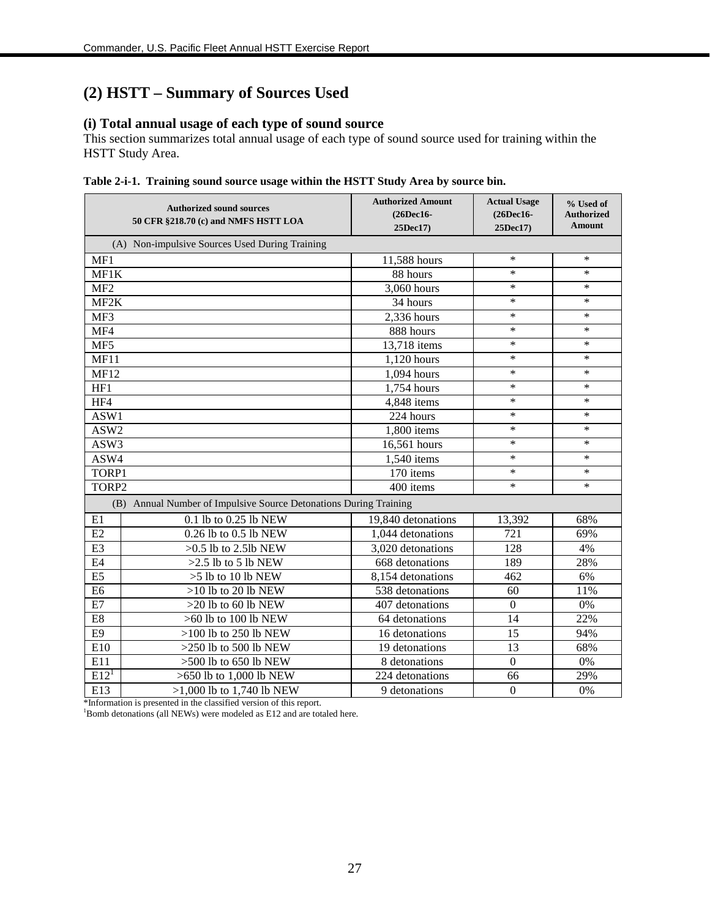# (2) HSTT – Summary of Sources Used

## (i) Total annual usage of each type of sound source

This section summarizes total annual usage of each type of sound source used for training within the HSTT Study Area.

**Table 2-i-1. Training sound source usage within the HSTT Study Area by source bin.**

| Authorized sound sources 50 CFR §218.70 (c) and NMFS HSTT LOA | | Authorized Amount (26Dec16-25Dec17) | Actual Usage (26Dec16-25Dec17) | % Used of Authorized Amount |
|---|---|---|---|---|
| (A) Non-impulsive Sources Used During Training | | | | |
| MF1 | | 11,588 hours | * | * |
| MF1K | | 88 hours | * | * |
| MF2 | | 3,060 hours | * | * |
| MF2K | | 34 hours | * | * |
| MF3 | | 2,336 hours | * | * |
| MF4 | | 888 hours | * | * |
| MF5 | | 13,718 items | * | * |
| MF11 | | 1,120 hours | * | * |
| MF12 | | 1,094 hours | * | * |
| HF1 | | 1,754 hours | * | * |
| HF4 | | 4,848 items | * | * |
| ASW1 | | 224 hours | * | * |
| ASW2 | | 1,800 items | * | * |
| ASW3 | | 16,561 hours | * | * |
| ASW4 | | 1,540 items | * | * |
| TORP1 | | 170 items | * | * |
| TORP2 | | 400 items | * | * |
| (B) Annual Number of Impulsive Source Detonations During Training | | | | |
| E1 | 0.1 lb to 0.25 lb NEW | 19,840 detonations | 13,392 | 68% |
| E2 | 0.26 lb to 0.5 lb NEW | 1,044 detonations | 721 | 69% |
| E3 | >0.5 lb to 2.5lb NEW | 3,020 detonations | 128 | 4% |
| E4 | >2.5 lb to 5 lb NEW | 668 detonations | 189 | 28% |
| E5 | >5 lb to 10 lb NEW | 8,154 detonations | 462 | 6% |
| E6 | >10 lb to 20 lb NEW | 538 detonations | 60 | 11% |
| E7 | >20 lb to 60 lb NEW | 407 detonations | 0 | 0% |
| E8 | >60 lb to 100 lb NEW | 64 detonations | 14 | 22% |
| E9 | >100 lb to 250 lb NEW | 16 detonations | 15 | 94% |
| E10 | >250 lb to 500 lb NEW | 19 detonations | 13 | 68% |
| E11 | >500 lb to 650 lb NEW | 8 detonations | 0 | 0% |
| E12[1] | >650 lb to 1,000 lb NEW | 224 detonations | 66 | 29% |
| E13 | >1,000 lb to 1,740 lb NEW | 9 detonations | 0 | 0% |

*Information is presented in the classified version of this report.
[1]Bomb detonations (all NEWs) were modeled as E12 and are totaled here.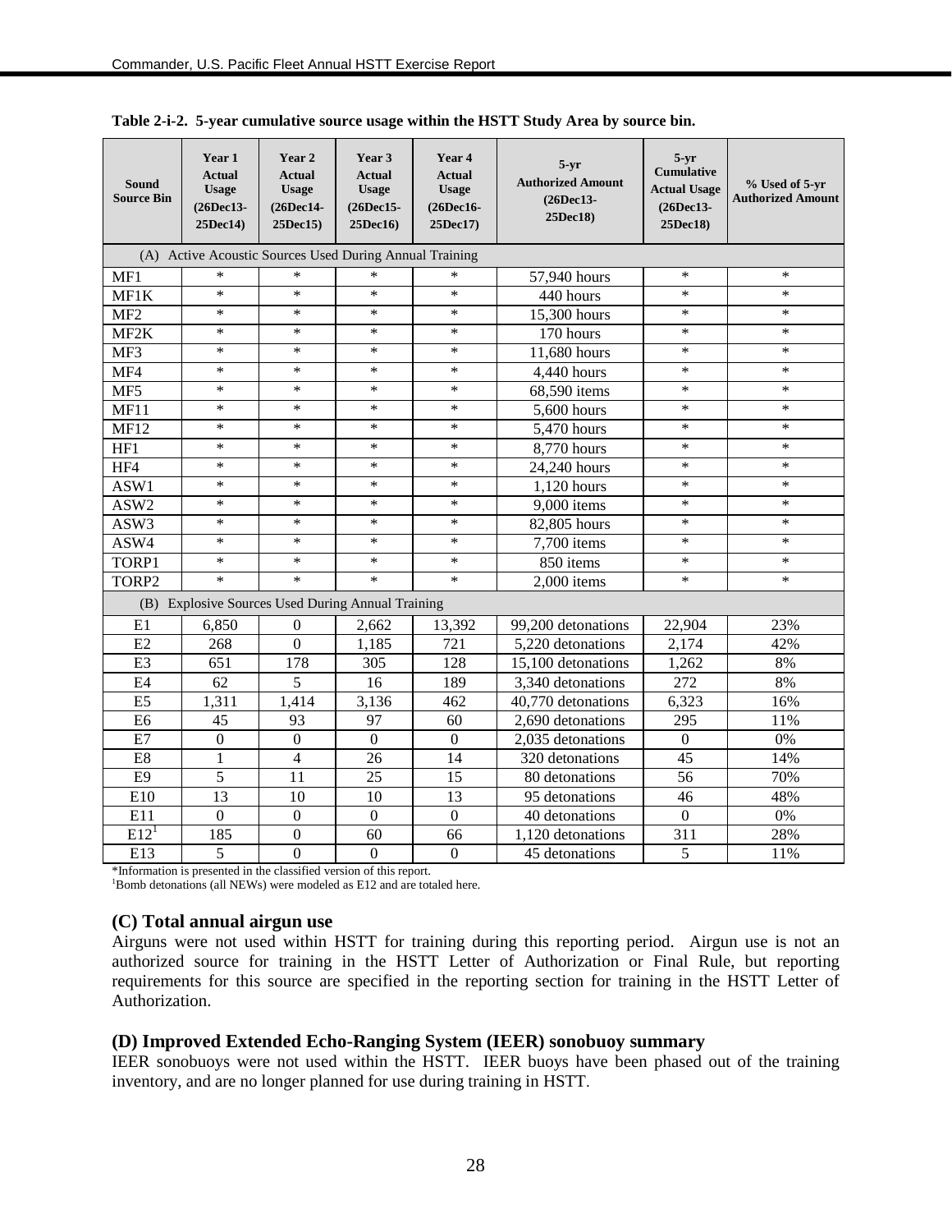**Table 2-i-2. 5-year cumulative source usage within the HSTT Study Area by source bin.**

| Sound Source Bin | Year 1 Actual Usage (26Dec13-25Dec14) | Year 2 Actual Usage (26Dec14-25Dec15) | Year 3 Actual Usage (26Dec15-25Dec16) | Year 4 Actual Usage (26Dec16-25Dec17) | 5-yr Authorized Amount (26Dec13-25Dec18) | 5-yr Cumulative Actual Usage (26Dec13-25Dec18) | % Used of 5-yr Authorized Amount |
|---|---|---|---|---|---|---|---|
| (A) Active Acoustic Sources Used During Annual Training | | | | | | | |
| MF1 | * | * | * | * | 57,940 hours | * | * |
| MF1K | * | * | * | * | 440 hours | * | * |
| MF2 | * | * | * | * | 15,300 hours | * | * |
| MF2K | * | * | * | * | 170 hours | * | * |
| MF3 | * | * | * | * | 11,680 hours | * | * |
| MF4 | * | * | * | * | 4,440 hours | * | * |
| MF5 | * | * | * | * | 68,590 items | * | * |
| MF11 | * | * | * | * | 5,600 hours | * | * |
| MF12 | * | * | * | * | 5,470 hours | * | * |
| HF1 | * | * | * | * | 8,770 hours | * | * |
| HF4 | * | * | * | * | 24,240 hours | * | * |
| ASW1 | * | * | * | * | 1,120 hours | * | * |
| ASW2 | * | * | * | * | 9,000 items | * | * |
| ASW3 | * | * | * | * | 82,805 hours | * | * |
| ASW4 | * | * | * | * | 7,700 items | * | * |
| TORP1 | * | * | * | * | 850 items | * | * |
| TORP2 | * | * | * | * | 2,000 items | * | * |
| (B) Explosive Sources Used During Annual Training | | | | | | | |
| E1 | 6,850 | 0 | 2,662 | 13,392 | 99,200 detonations | 22,904 | 23% |
| E2 | 268 | 0 | 1,185 | 721 | 5,220 detonations | 2,174 | 42% |
| E3 | 651 | 178 | 305 | 128 | 15,100 detonations | 1,262 | 8% |
| E4 | 62 | 5 | 16 | 189 | 3,340 detonations | 272 | 8% |
| E5 | 1,311 | 1,414 | 3,136 | 462 | 40,770 detonations | 6,323 | 16% |
| E6 | 45 | 93 | 97 | 60 | 2,690 detonations | 295 | 11% |
| E7 | 0 | 0 | 0 | 0 | 2,035 detonations | 0 | 0% |
| E8 | 1 | 4 | 26 | 14 | 320 detonations | 45 | 14% |
| E9 | 5 | 11 | 25 | 15 | 80 detonations | 56 | 70% |
| E10 | 13 | 10 | 10 | 13 | 95 detonations | 46 | 48% |
| E11 | 0 | 0 | 0 | 0 | 40 detonations | 0 | 0% |
| E12[1] | 185 | 0 | 60 | 66 | 1,120 detonations | 311 | 28% |
| E13 | 5 | 0 | 0 | 0 | 45 detonations | 5 | 11% |

*Information is presented in the classified version of this report.
[1]Bomb detonations (all NEWs) were modeled as E12 and are totaled here.

### (C) Total annual airgun use

Airguns were not used within HSTT for training during this reporting period. Airgun use is not an authorized source for training in the HSTT Letter of Authorization or Final Rule, but reporting requirements for this source are specified in the reporting section for training in the HSTT Letter of Authorization.

### (D) Improved Extended Echo-Ranging System (IEER) sonobuoy summary

IEER sonobuoys were not used within the HSTT. IEER buoys have been phased out of the training inventory, and are no longer planned for use during training in HSTT.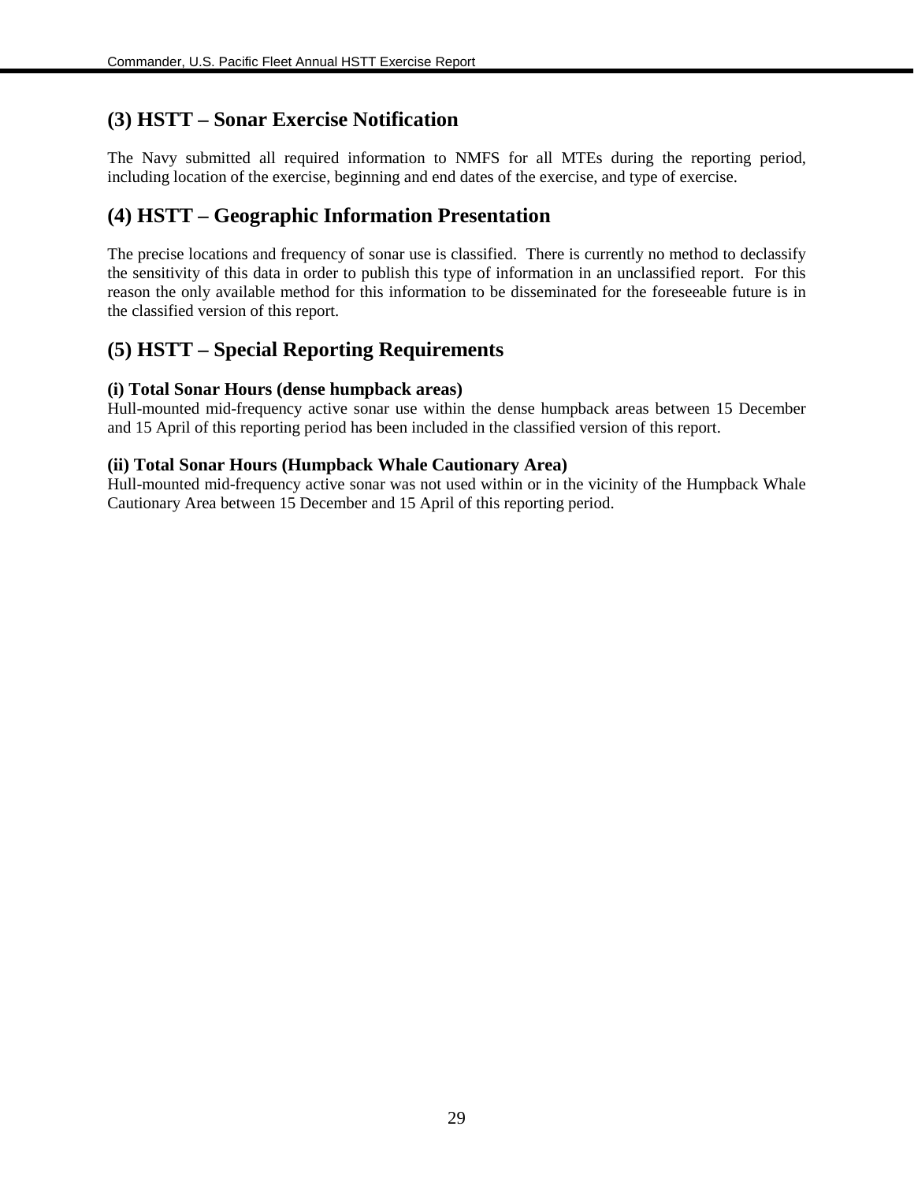## (3) HSTT – Sonar Exercise Notification

The Navy submitted all required information to NMFS for all MTEs during the reporting period, including location of the exercise, beginning and end dates of the exercise, and type of exercise.

## (4) HSTT – Geographic Information Presentation

The precise locations and frequency of sonar use is classified. There is currently no method to declassify the sensitivity of this data in order to publish this type of information in an unclassified report. For this reason the only available method for this information to be disseminated for the foreseeable future is in the classified version of this report.

## (5) HSTT – Special Reporting Requirements

**(i) Total Sonar Hours (dense humpback areas)**
Hull-mounted mid-frequency active sonar use within the dense humpback areas between 15 December and 15 April of this reporting period has been included in the classified version of this report.

**(ii) Total Sonar Hours (Humpback Whale Cautionary Area)**
Hull-mounted mid-frequency active sonar was not used within or in the vicinity of the Humpback Whale Cautionary Area between 15 December and 15 April of this reporting period.